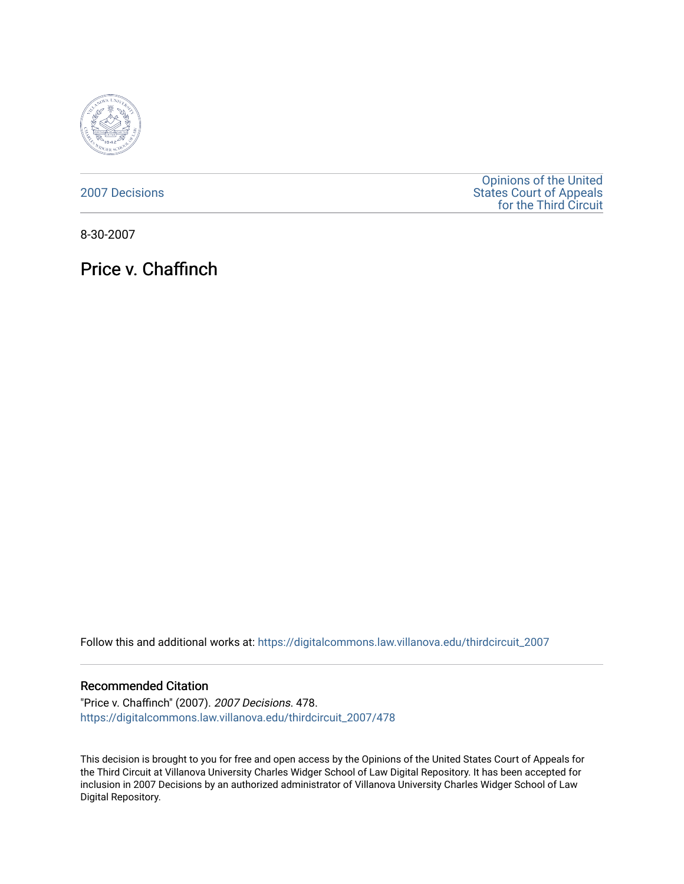2007 Decisions

Opinions of the United States Court of Appeals for the Third Circuit

8-30-2007

# Price v. Chaffinch

Follow this and additional works at: https://digitalcommons.law.villanova.edu/thirdcircuit_2007

## Recommended Citation

"Price v. Chaffinch" (2007). *2007 Decisions*. 478.
https://digitalcommons.law.villanova.edu/thirdcircuit_2007/478

This decision is brought to you for free and open access by the Opinions of the United States Court of Appeals for the Third Circuit at Villanova University Charles Widger School of Law Digital Repository. It has been accepted for inclusion in 2007 Decisions by an authorized administrator of Villanova University Charles Widger School of Law Digital Repository.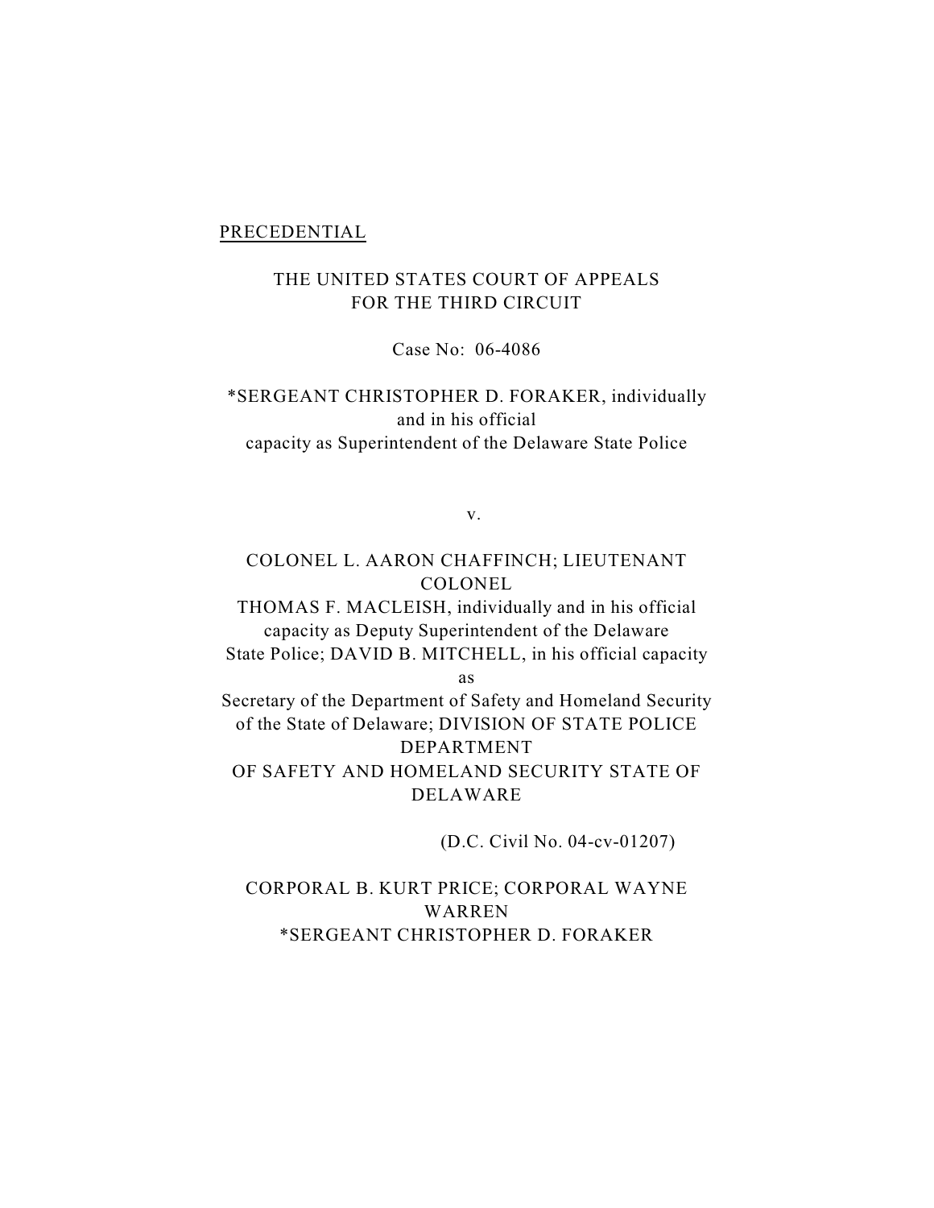PRECEDENTIAL

THE UNITED STATES COURT OF APPEALS
FOR THE THIRD CIRCUIT

Case No: 06-4086

*SERGEANT CHRISTOPHER D. FORAKER, individually and in his official capacity as Superintendent of the Delaware State Police

v.

COLONEL L. AARON CHAFFINCH; LIEUTENANT COLONEL THOMAS F. MACLEISH, individually and in his official capacity as Deputy Superintendent of the Delaware State Police; DAVID B. MITCHELL, in his official capacity as Secretary of the Department of Safety and Homeland Security of the State of Delaware; DIVISION OF STATE POLICE DEPARTMENT OF SAFETY AND HOMELAND SECURITY STATE OF DELAWARE

(D.C. Civil No. 04-cv-01207)

CORPORAL B. KURT PRICE; CORPORAL WAYNE WARREN
*SERGEANT CHRISTOPHER D. FORAKER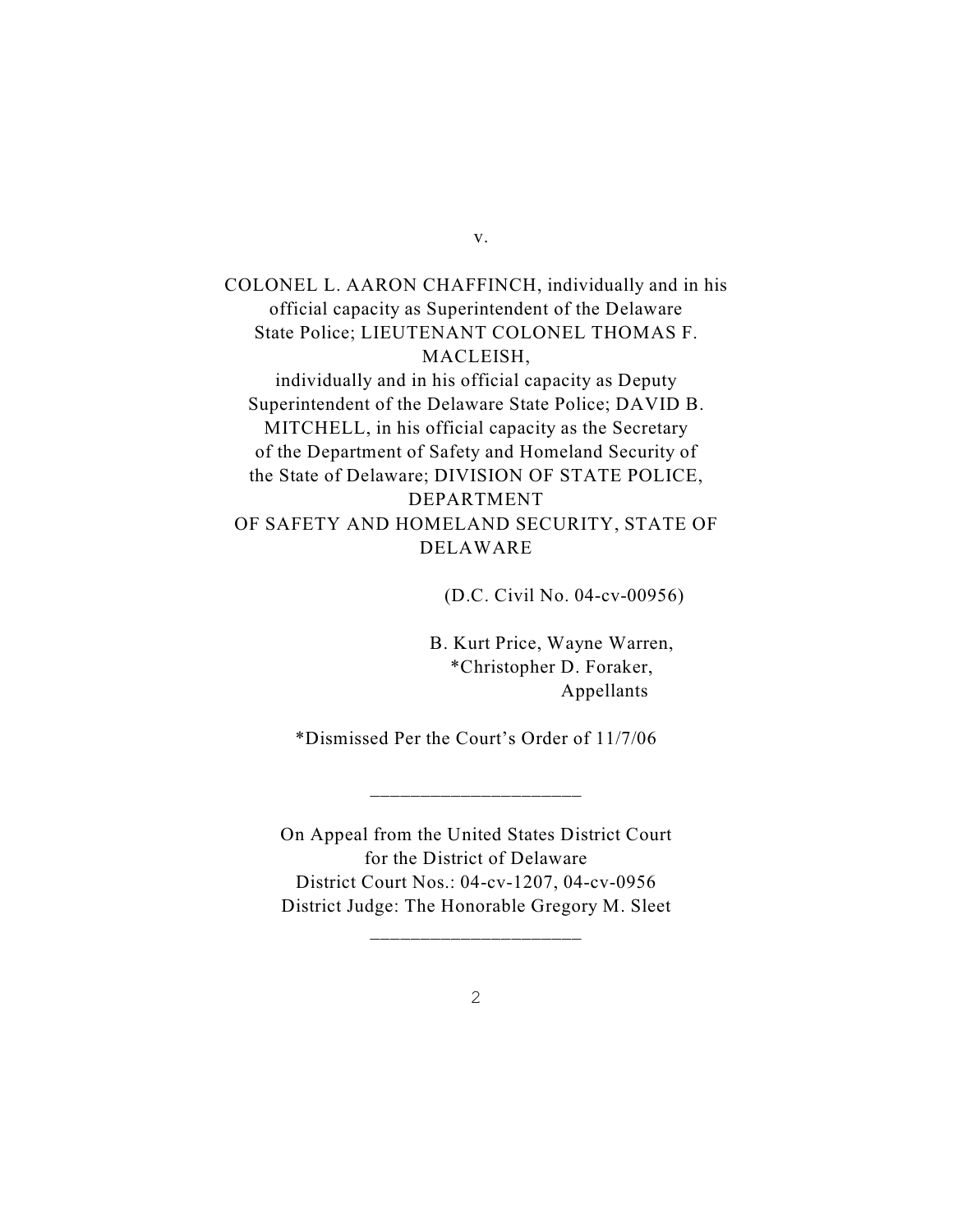v.

COLONEL L. AARON CHAFFINCH, individually and in his official capacity as Superintendent of the Delaware State Police; LIEUTENANT COLONEL THOMAS F. MACLEISH,
individually and in his official capacity as Deputy Superintendent of the Delaware State Police; DAVID B. MITCHELL, in his official capacity as the Secretary of the Department of Safety and Homeland Security of the State of Delaware; DIVISION OF STATE POLICE, DEPARTMENT
OF SAFETY AND HOMELAND SECURITY, STATE OF DELAWARE

(D.C. Civil No. 04-cv-00956)

B. Kurt Price, Wayne Warren,
*Christopher D. Foraker,
Appellants

*Dismissed Per the Court's Order of 11/7/06

---

On Appeal from the United States District Court
for the District of Delaware
District Court Nos.: 04-cv-1207, 04-cv-0956
District Judge: The Honorable Gregory M. Sleet

---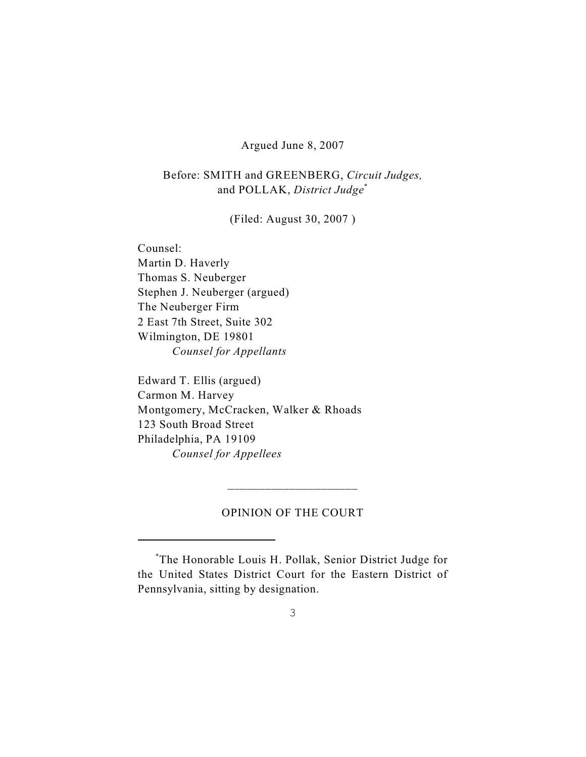Argued June 8, 2007

Before: SMITH and GREENBERG, *Circuit Judges,* and POLLAK, *District Judge*[*]

(Filed: August 30, 2007 )

Counsel:
Martin D. Haverly
Thomas S. Neuberger
Stephen J. Neuberger (argued)
The Neuberger Firm
2 East 7th Street, Suite 302
Wilmington, DE 19801
*Counsel for Appellants*

Edward T. Ellis (argued)
Carmon M. Harvey
Montgomery, McCracken, Walker & Rhoads
123 South Broad Street
Philadelphia, PA 19109
*Counsel for Appellees*

---

OPINION OF THE COURT

---

[*]The Honorable Louis H. Pollak, Senior District Judge for the United States District Court for the Eastern District of Pennsylvania, sitting by designation.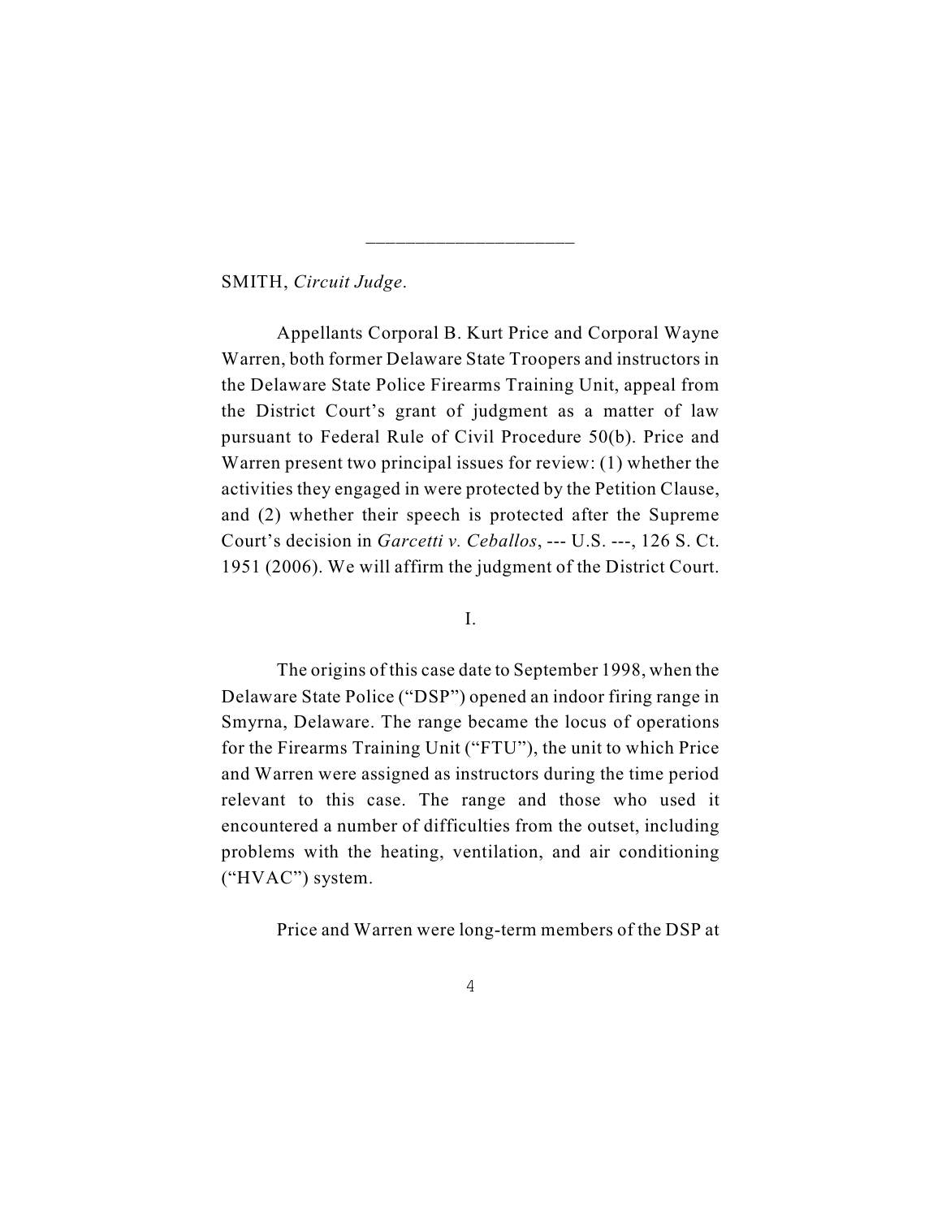_____________________

SMITH, *Circuit Judge*.

Appellants Corporal B. Kurt Price and Corporal Wayne Warren, both former Delaware State Troopers and instructors in the Delaware State Police Firearms Training Unit, appeal from the District Court's grant of judgment as a matter of law pursuant to Federal Rule of Civil Procedure 50(b). Price and Warren present two principal issues for review: (1) whether the activities they engaged in were protected by the Petition Clause, and (2) whether their speech is protected after the Supreme Court's decision in *Garcetti v. Ceballos*, --- U.S. ---, 126 S. Ct. 1951 (2006). We will affirm the judgment of the District Court.

I.

The origins of this case date to September 1998, when the Delaware State Police ("DSP") opened an indoor firing range in Smyrna, Delaware. The range became the locus of operations for the Firearms Training Unit ("FTU"), the unit to which Price and Warren were assigned as instructors during the time period relevant to this case. The range and those who used it encountered a number of difficulties from the outset, including problems with the heating, ventilation, and air conditioning ("HVAC") system.

Price and Warren were long-term members of the DSP at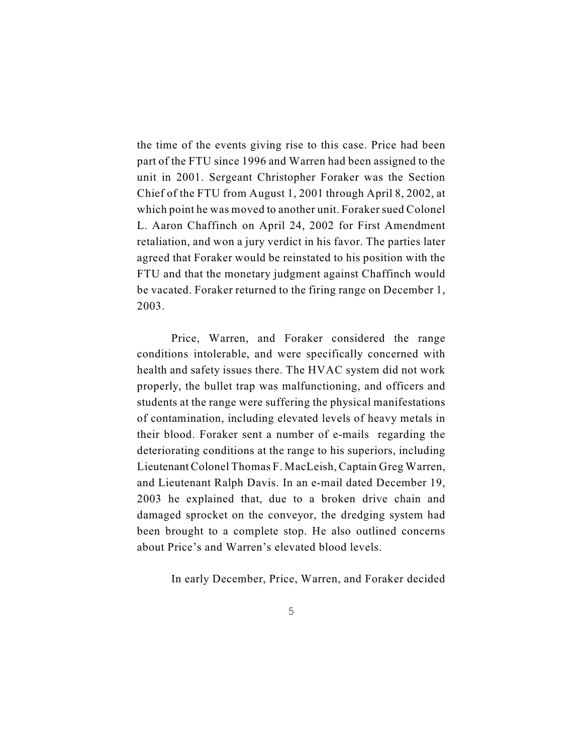the time of the events giving rise to this case. Price had been part of the FTU since 1996 and Warren had been assigned to the unit in 2001. Sergeant Christopher Foraker was the Section Chief of the FTU from August 1, 2001 through April 8, 2002, at which point he was moved to another unit. Foraker sued Colonel L. Aaron Chaffinch on April 24, 2002 for First Amendment retaliation, and won a jury verdict in his favor. The parties later agreed that Foraker would be reinstated to his position with the FTU and that the monetary judgment against Chaffinch would be vacated. Foraker returned to the firing range on December 1, 2003.

Price, Warren, and Foraker considered the range conditions intolerable, and were specifically concerned with health and safety issues there. The HVAC system did not work properly, the bullet trap was malfunctioning, and officers and students at the range were suffering the physical manifestations of contamination, including elevated levels of heavy metals in their blood. Foraker sent a number of e-mails regarding the deteriorating conditions at the range to his superiors, including Lieutenant Colonel Thomas F. MacLeish, Captain Greg Warren, and Lieutenant Ralph Davis. In an e-mail dated December 19, 2003 he explained that, due to a broken drive chain and damaged sprocket on the conveyor, the dredging system had been brought to a complete stop. He also outlined concerns about Price's and Warren's elevated blood levels.

In early December, Price, Warren, and Foraker decided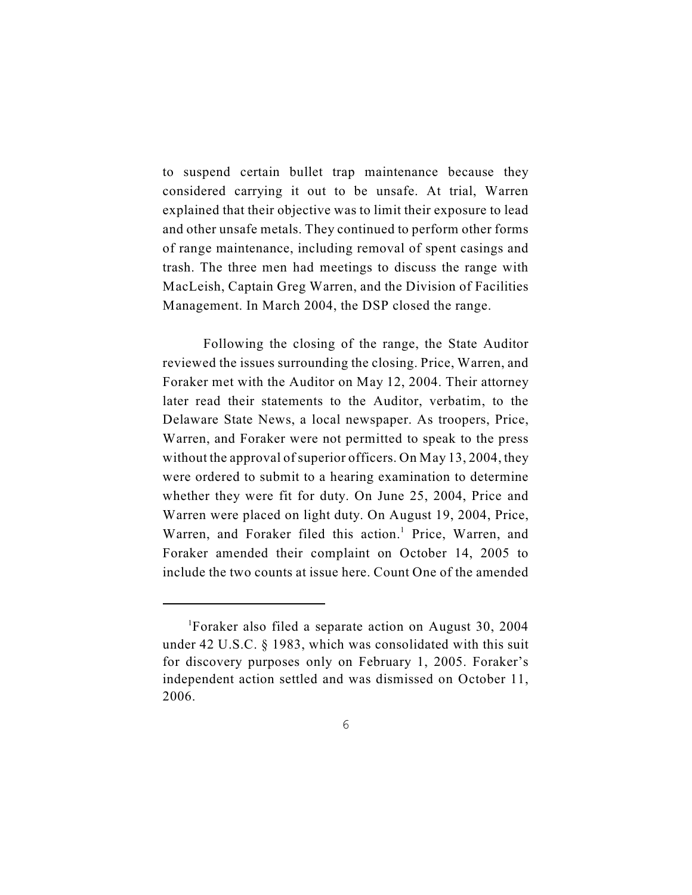to suspend certain bullet trap maintenance because they considered carrying it out to be unsafe. At trial, Warren explained that their objective was to limit their exposure to lead and other unsafe metals. They continued to perform other forms of range maintenance, including removal of spent casings and trash. The three men had meetings to discuss the range with MacLeish, Captain Greg Warren, and the Division of Facilities Management. In March 2004, the DSP closed the range.

Following the closing of the range, the State Auditor reviewed the issues surrounding the closing. Price, Warren, and Foraker met with the Auditor on May 12, 2004. Their attorney later read their statements to the Auditor, verbatim, to the Delaware State News, a local newspaper. As troopers, Price, Warren, and Foraker were not permitted to speak to the press without the approval of superior officers. On May 13, 2004, they were ordered to submit to a hearing examination to determine whether they were fit for duty. On June 25, 2004, Price and Warren were placed on light duty. On August 19, 2004, Price, Warren, and Foraker filed this action.[1] Price, Warren, and Foraker amended their complaint on October 14, 2005 to include the two counts at issue here. Count One of the amended

---

[1]Foraker also filed a separate action on August 30, 2004 under 42 U.S.C. § 1983, which was consolidated with this suit for discovery purposes only on February 1, 2005. Foraker's independent action settled and was dismissed on October 11, 2006.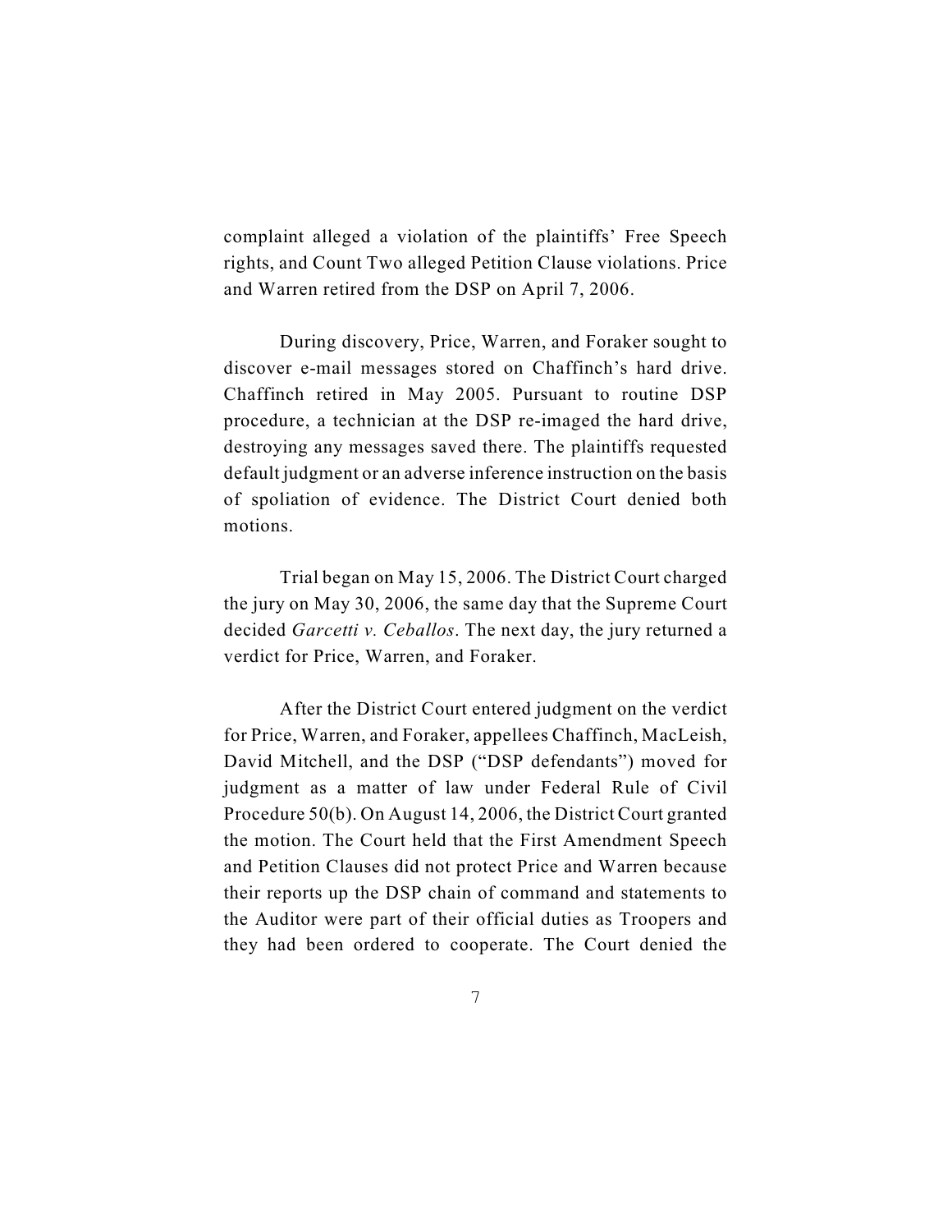complaint alleged a violation of the plaintiffs' Free Speech rights, and Count Two alleged Petition Clause violations. Price and Warren retired from the DSP on April 7, 2006.

During discovery, Price, Warren, and Foraker sought to discover e-mail messages stored on Chaffinch's hard drive. Chaffinch retired in May 2005. Pursuant to routine DSP procedure, a technician at the DSP re-imaged the hard drive, destroying any messages saved there. The plaintiffs requested default judgment or an adverse inference instruction on the basis of spoliation of evidence. The District Court denied both motions.

Trial began on May 15, 2006. The District Court charged the jury on May 30, 2006, the same day that the Supreme Court decided *Garcetti v. Ceballos*. The next day, the jury returned a verdict for Price, Warren, and Foraker.

After the District Court entered judgment on the verdict for Price, Warren, and Foraker, appellees Chaffinch, MacLeish, David Mitchell, and the DSP ("DSP defendants") moved for judgment as a matter of law under Federal Rule of Civil Procedure 50(b). On August 14, 2006, the District Court granted the motion. The Court held that the First Amendment Speech and Petition Clauses did not protect Price and Warren because their reports up the DSP chain of command and statements to the Auditor were part of their official duties as Troopers and they had been ordered to cooperate. The Court denied the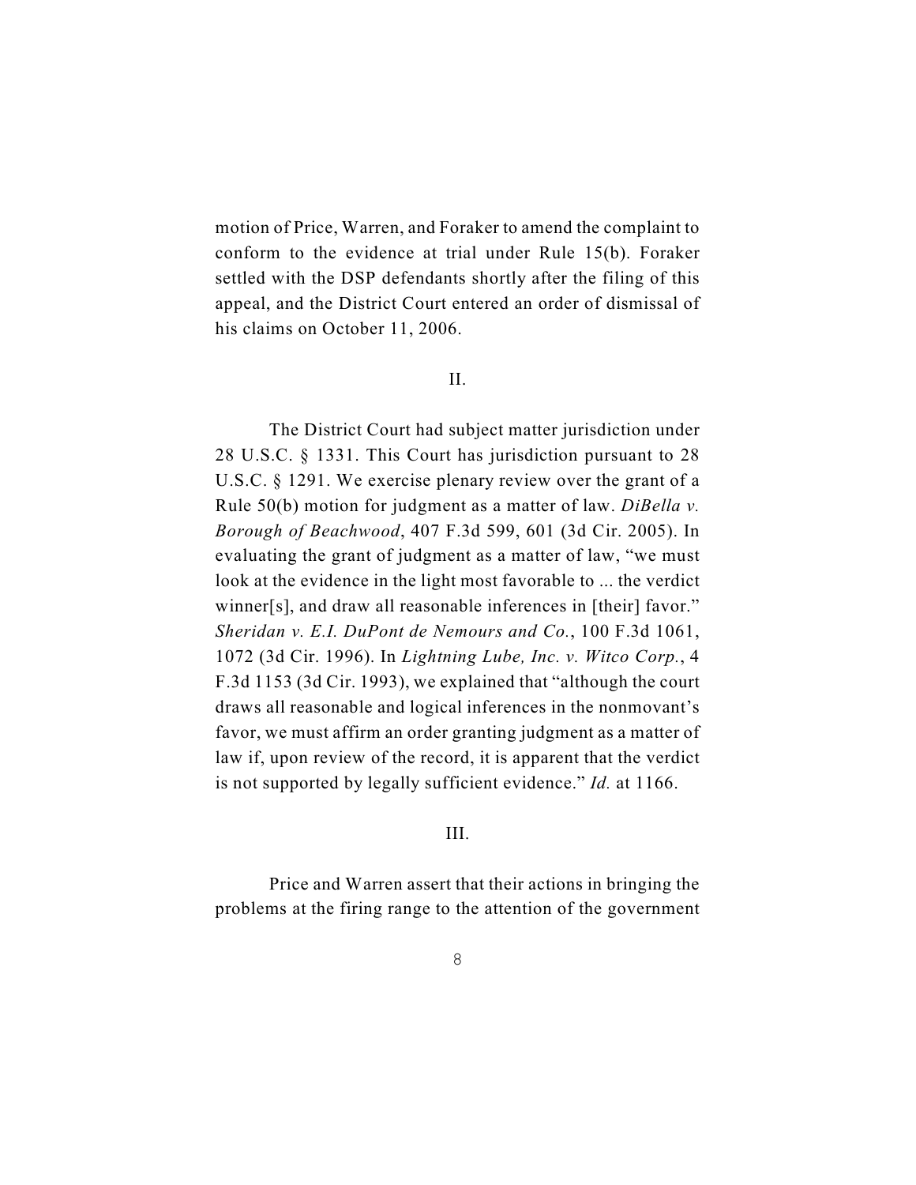motion of Price, Warren, and Foraker to amend the complaint to conform to the evidence at trial under Rule 15(b). Foraker settled with the DSP defendants shortly after the filing of this appeal, and the District Court entered an order of dismissal of his claims on October 11, 2006.

## II.

The District Court had subject matter jurisdiction under 28 U.S.C. § 1331. This Court has jurisdiction pursuant to 28 U.S.C. § 1291. We exercise plenary review over the grant of a Rule 50(b) motion for judgment as a matter of law. *DiBella v. Borough of Beachwood*, 407 F.3d 599, 601 (3d Cir. 2005). In evaluating the grant of judgment as a matter of law, "we must look at the evidence in the light most favorable to ... the verdict winner[s], and draw all reasonable inferences in [their] favor." *Sheridan v. E.I. DuPont de Nemours and Co.*, 100 F.3d 1061, 1072 (3d Cir. 1996). In *Lightning Lube, Inc. v. Witco Corp.*, 4 F.3d 1153 (3d Cir. 1993), we explained that "although the court draws all reasonable and logical inferences in the nonmovant's favor, we must affirm an order granting judgment as a matter of law if, upon review of the record, it is apparent that the verdict is not supported by legally sufficient evidence." *Id.* at 1166.

## III.

Price and Warren assert that their actions in bringing the problems at the firing range to the attention of the government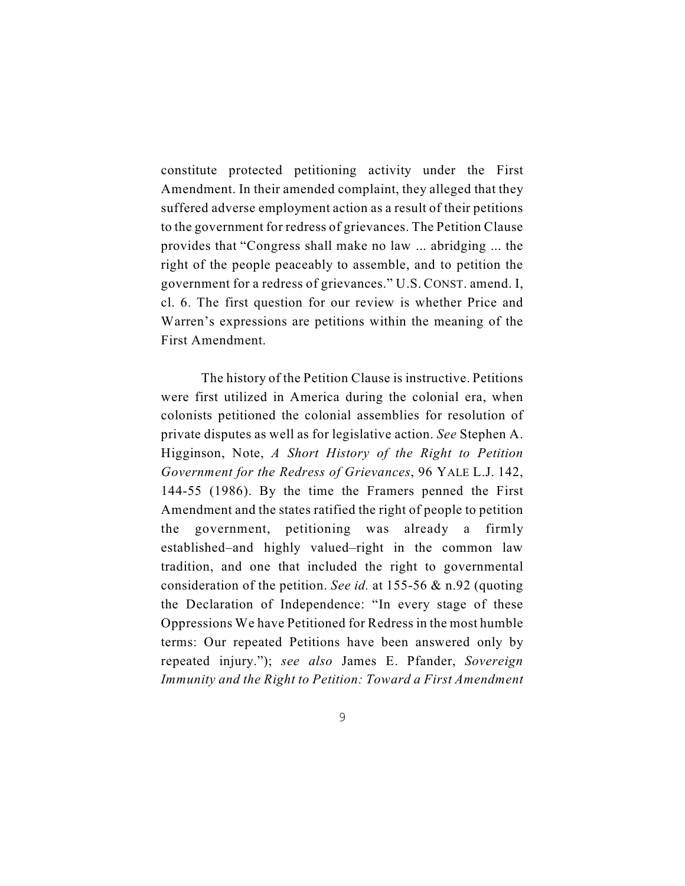constitute protected petitioning activity under the First Amendment. In their amended complaint, they alleged that they suffered adverse employment action as a result of their petitions to the government for redress of grievances. The Petition Clause provides that "Congress shall make no law ... abridging ... the right of the people peaceably to assemble, and to petition the government for a redress of grievances." U.S. CONST. amend. I, cl. 6. The first question for our review is whether Price and Warren's expressions are petitions within the meaning of the First Amendment.

The history of the Petition Clause is instructive. Petitions were first utilized in America during the colonial era, when colonists petitioned the colonial assemblies for resolution of private disputes as well as for legislative action. *See* Stephen A. Higginson, Note, *A Short History of the Right to Petition Government for the Redress of Grievances*, 96 YALE L.J. 142, 144-55 (1986). By the time the Framers penned the First Amendment and the states ratified the right of people to petition the government, petitioning was already a firmly established–and highly valued–right in the common law tradition, and one that included the right to governmental consideration of the petition. *See id.* at 155-56 & n.92 (quoting the Declaration of Independence: "In every stage of these Oppressions We have Petitioned for Redress in the most humble terms: Our repeated Petitions have been answered only by repeated injury."); *see also* James E. Pfander, *Sovereign Immunity and the Right to Petition: Toward a First Amendment*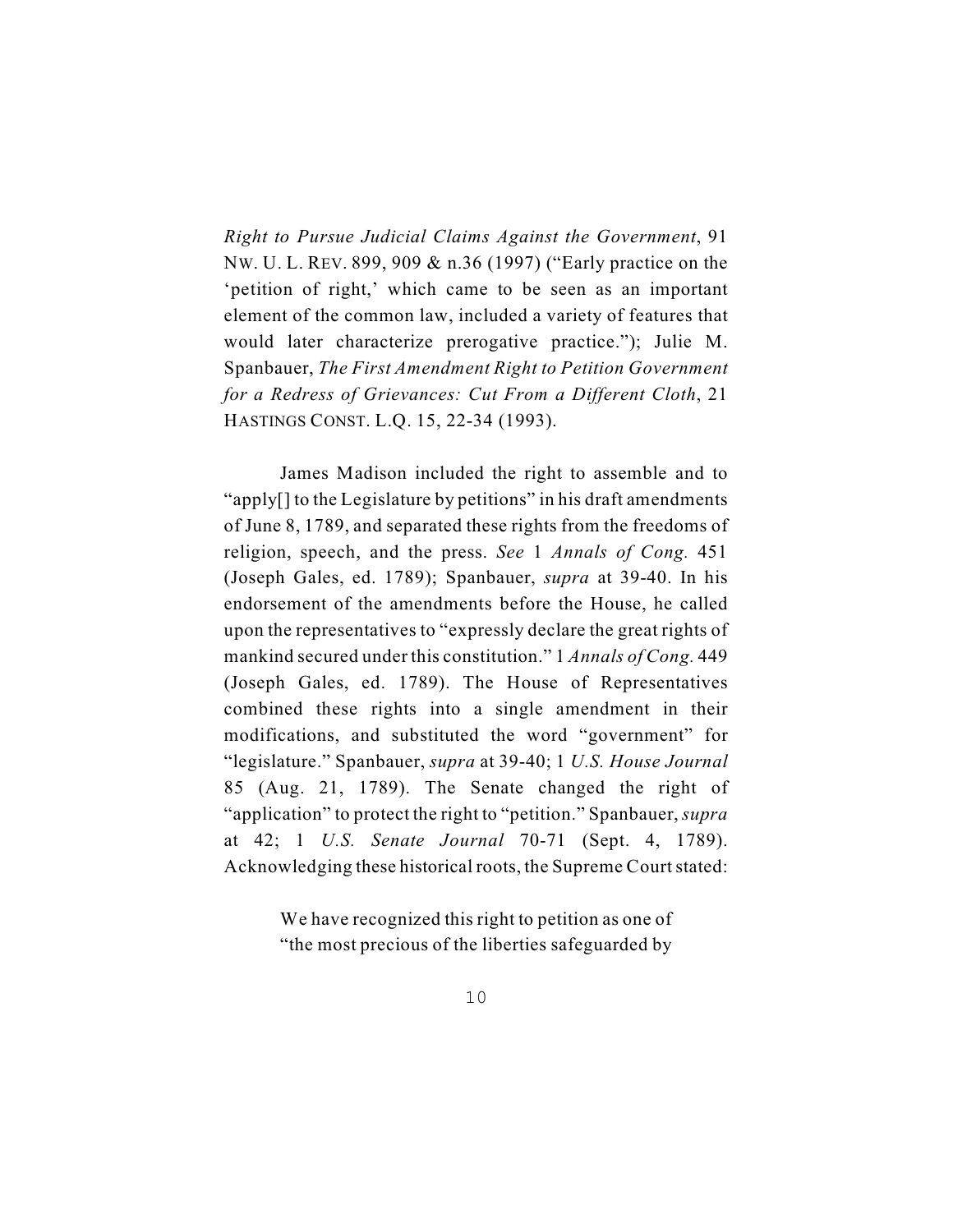*Right to Pursue Judicial Claims Against the Government*, 91 NW. U. L. REV. 899, 909 & n.36 (1997) ("Early practice on the 'petition of right,' which came to be seen as an important element of the common law, included a variety of features that would later characterize prerogative practice."); Julie M. Spanbauer, *The First Amendment Right to Petition Government for a Redress of Grievances: Cut From a Different Cloth*, 21 HASTINGS CONST. L.Q. 15, 22-34 (1993).

James Madison included the right to assemble and to "apply[] to the Legislature by petitions" in his draft amendments of June 8, 1789, and separated these rights from the freedoms of religion, speech, and the press. *See* 1 *Annals of Cong.* 451 (Joseph Gales, ed. 1789); Spanbauer, *supra* at 39-40. In his endorsement of the amendments before the House, he called upon the representatives to "expressly declare the great rights of mankind secured under this constitution." 1 *Annals of Cong.* 449 (Joseph Gales, ed. 1789). The House of Representatives combined these rights into a single amendment in their modifications, and substituted the word "government" for "legislature." Spanbauer, *supra* at 39-40; 1 *U.S. House Journal* 85 (Aug. 21, 1789). The Senate changed the right of "application" to protect the right to "petition." Spanbauer, *supra* at 42; 1 *U.S. Senate Journal* 70-71 (Sept. 4, 1789). Acknowledging these historical roots, the Supreme Court stated:

> We have recognized this right to petition as one of "the most precious of the liberties safeguarded by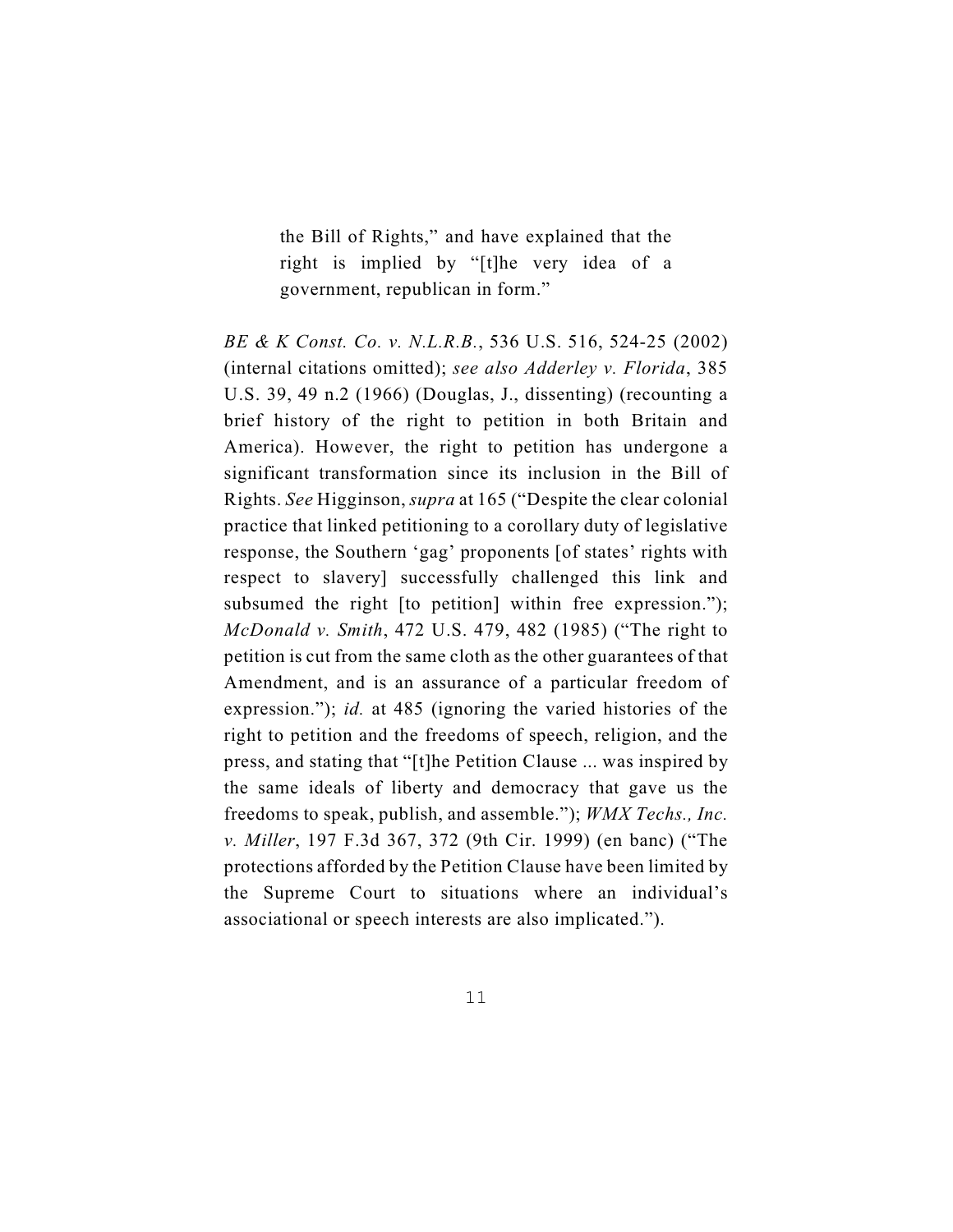> the Bill of Rights," and have explained that the right is implied by "[t]he very idea of a government, republican in form."

*BE & K Const. Co. v. N.L.R.B.*, 536 U.S. 516, 524-25 (2002) (internal citations omitted); *see also Adderley v. Florida*, 385 U.S. 39, 49 n.2 (1966) (Douglas, J., dissenting) (recounting a brief history of the right to petition in both Britain and America). However, the right to petition has undergone a significant transformation since its inclusion in the Bill of Rights. *See* Higginson, *supra* at 165 ("Despite the clear colonial practice that linked petitioning to a corollary duty of legislative response, the Southern 'gag' proponents [of states' rights with respect to slavery] successfully challenged this link and subsumed the right [to petition] within free expression."); *McDonald v. Smith*, 472 U.S. 479, 482 (1985) ("The right to petition is cut from the same cloth as the other guarantees of that Amendment, and is an assurance of a particular freedom of expression."); *id.* at 485 (ignoring the varied histories of the right to petition and the freedoms of speech, religion, and the press, and stating that "[t]he Petition Clause ... was inspired by the same ideals of liberty and democracy that gave us the freedoms to speak, publish, and assemble."); *WMX Techs., Inc. v. Miller*, 197 F.3d 367, 372 (9th Cir. 1999) (en banc) ("The protections afforded by the Petition Clause have been limited by the Supreme Court to situations where an individual's associational or speech interests are also implicated.").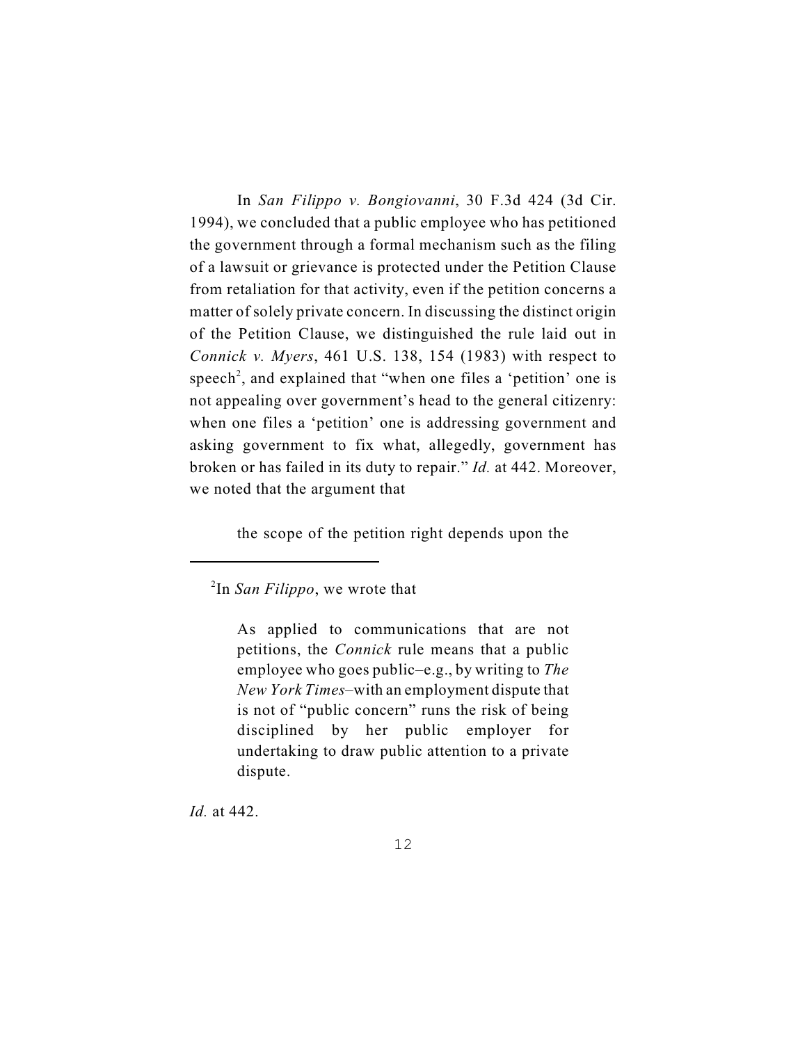In *San Filippo v. Bongiovanni*, 30 F.3d 424 (3d Cir. 1994), we concluded that a public employee who has petitioned the government through a formal mechanism such as the filing of a lawsuit or grievance is protected under the Petition Clause from retaliation for that activity, even if the petition concerns a matter of solely private concern. In discussing the distinct origin of the Petition Clause, we distinguished the rule laid out in *Connick v. Myers*, 461 U.S. 138, 154 (1983) with respect to speech[2], and explained that "when one files a 'petition' one is not appealing over government's head to the general citizenry: when one files a 'petition' one is addressing government and asking government to fix what, allegedly, government has broken or has failed in its duty to repair." *Id.* at 442. Moreover, we noted that the argument that

> the scope of the petition right depends upon the

---

[2] In *San Filippo*, we wrote that

> As applied to communications that are not petitions, the *Connick* rule means that a public employee who goes public–e.g., by writing to *The New York Times*–with an employment dispute that is not of "public concern" runs the risk of being disciplined by her public employer for undertaking to draw public attention to a private dispute.

*Id.* at 442.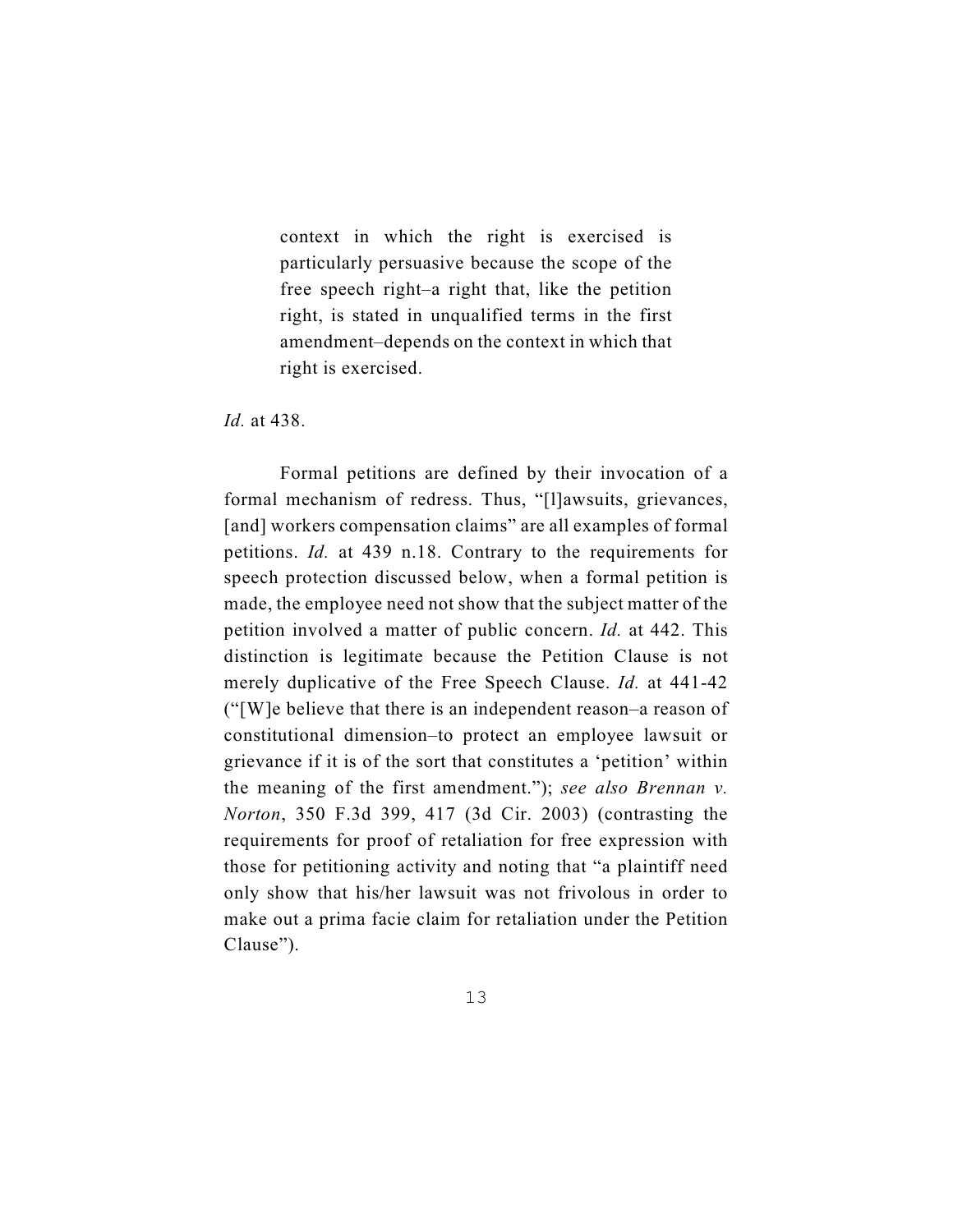> context in which the right is exercised is particularly persuasive because the scope of the free speech right–a right that, like the petition right, is stated in unqualified terms in the first amendment–depends on the context in which that right is exercised.

*Id.* at 438.

Formal petitions are defined by their invocation of a formal mechanism of redress. Thus, "[l]awsuits, grievances, [and] workers compensation claims" are all examples of formal petitions. *Id.* at 439 n.18. Contrary to the requirements for speech protection discussed below, when a formal petition is made, the employee need not show that the subject matter of the petition involved a matter of public concern. *Id.* at 442. This distinction is legitimate because the Petition Clause is not merely duplicative of the Free Speech Clause. *Id.* at 441-42 ("[W]e believe that there is an independent reason–a reason of constitutional dimension–to protect an employee lawsuit or grievance if it is of the sort that constitutes a 'petition' within the meaning of the first amendment."); *see also Brennan v. Norton*, 350 F.3d 399, 417 (3d Cir. 2003) (contrasting the requirements for proof of retaliation for free expression with those for petitioning activity and noting that "a plaintiff need only show that his/her lawsuit was not frivolous in order to make out a prima facie claim for retaliation under the Petition Clause").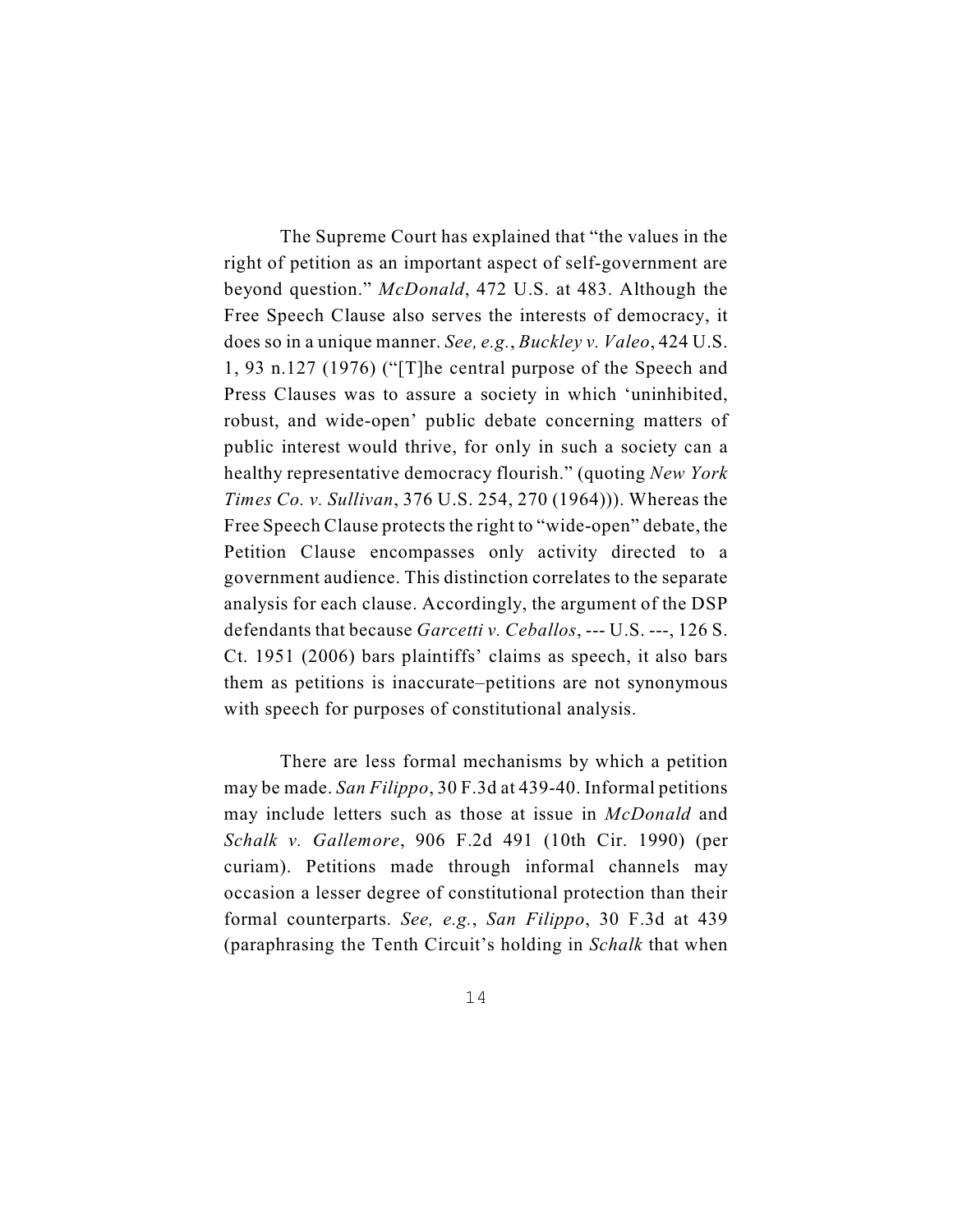The Supreme Court has explained that "the values in the right of petition as an important aspect of self-government are beyond question." *McDonald*, 472 U.S. at 483. Although the Free Speech Clause also serves the interests of democracy, it does so in a unique manner. *See, e.g.*, *Buckley v. Valeo*, 424 U.S. 1, 93 n.127 (1976) ("[T]he central purpose of the Speech and Press Clauses was to assure a society in which 'uninhibited, robust, and wide-open' public debate concerning matters of public interest would thrive, for only in such a society can a healthy representative democracy flourish." (quoting *New York Times Co. v. Sullivan*, 376 U.S. 254, 270 (1964))). Whereas the Free Speech Clause protects the right to "wide-open" debate, the Petition Clause encompasses only activity directed to a government audience. This distinction correlates to the separate analysis for each clause. Accordingly, the argument of the DSP defendants that because *Garcetti v. Ceballos*, --- U.S. ---, 126 S. Ct. 1951 (2006) bars plaintiffs' claims as speech, it also bars them as petitions is inaccurate–petitions are not synonymous with speech for purposes of constitutional analysis.

There are less formal mechanisms by which a petition may be made. *San Filippo*, 30 F.3d at 439-40. Informal petitions may include letters such as those at issue in *McDonald* and *Schalk v. Gallemore*, 906 F.2d 491 (10th Cir. 1990) (per curiam). Petitions made through informal channels may occasion a lesser degree of constitutional protection than their formal counterparts. *See, e.g.*, *San Filippo*, 30 F.3d at 439 (paraphrasing the Tenth Circuit's holding in *Schalk* that when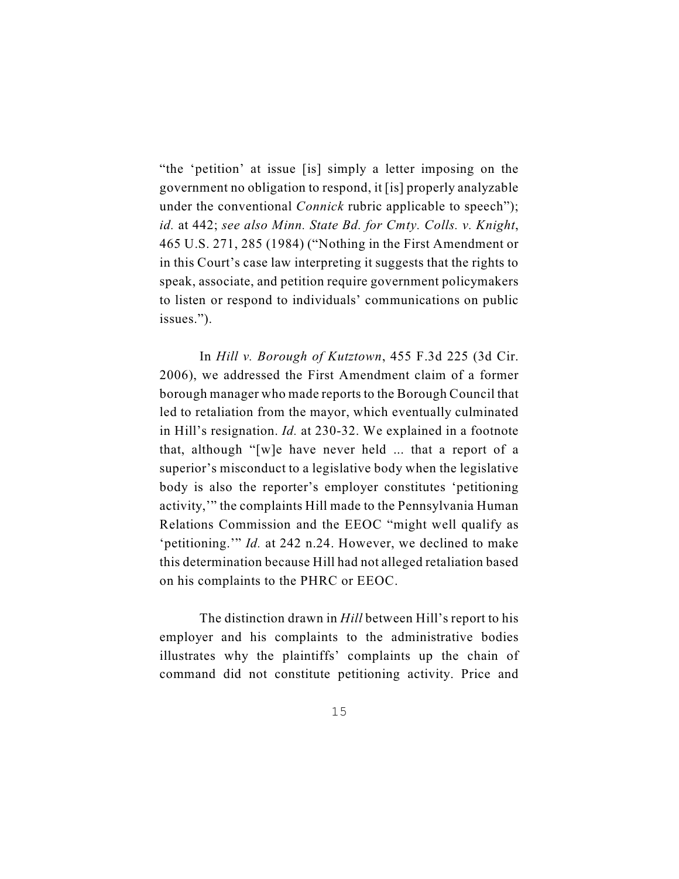"the 'petition' at issue [is] simply a letter imposing on the government no obligation to respond, it [is] properly analyzable under the conventional *Connick* rubric applicable to speech"); *id.* at 442; *see also Minn. State Bd. for Cmty. Colls. v. Knight*, 465 U.S. 271, 285 (1984) ("Nothing in the First Amendment or in this Court's case law interpreting it suggests that the rights to speak, associate, and petition require government policymakers to listen or respond to individuals' communications on public issues.").

In *Hill v. Borough of Kutztown*, 455 F.3d 225 (3d Cir. 2006), we addressed the First Amendment claim of a former borough manager who made reports to the Borough Council that led to retaliation from the mayor, which eventually culminated in Hill's resignation. *Id.* at 230-32. We explained in a footnote that, although "[w]e have never held ... that a report of a superior's misconduct to a legislative body when the legislative body is also the reporter's employer constitutes 'petitioning activity,'" the complaints Hill made to the Pennsylvania Human Relations Commission and the EEOC "might well qualify as 'petitioning.'" *Id.* at 242 n.24. However, we declined to make this determination because Hill had not alleged retaliation based on his complaints to the PHRC or EEOC.

The distinction drawn in *Hill* between Hill's report to his employer and his complaints to the administrative bodies illustrates why the plaintiffs' complaints up the chain of command did not constitute petitioning activity. Price and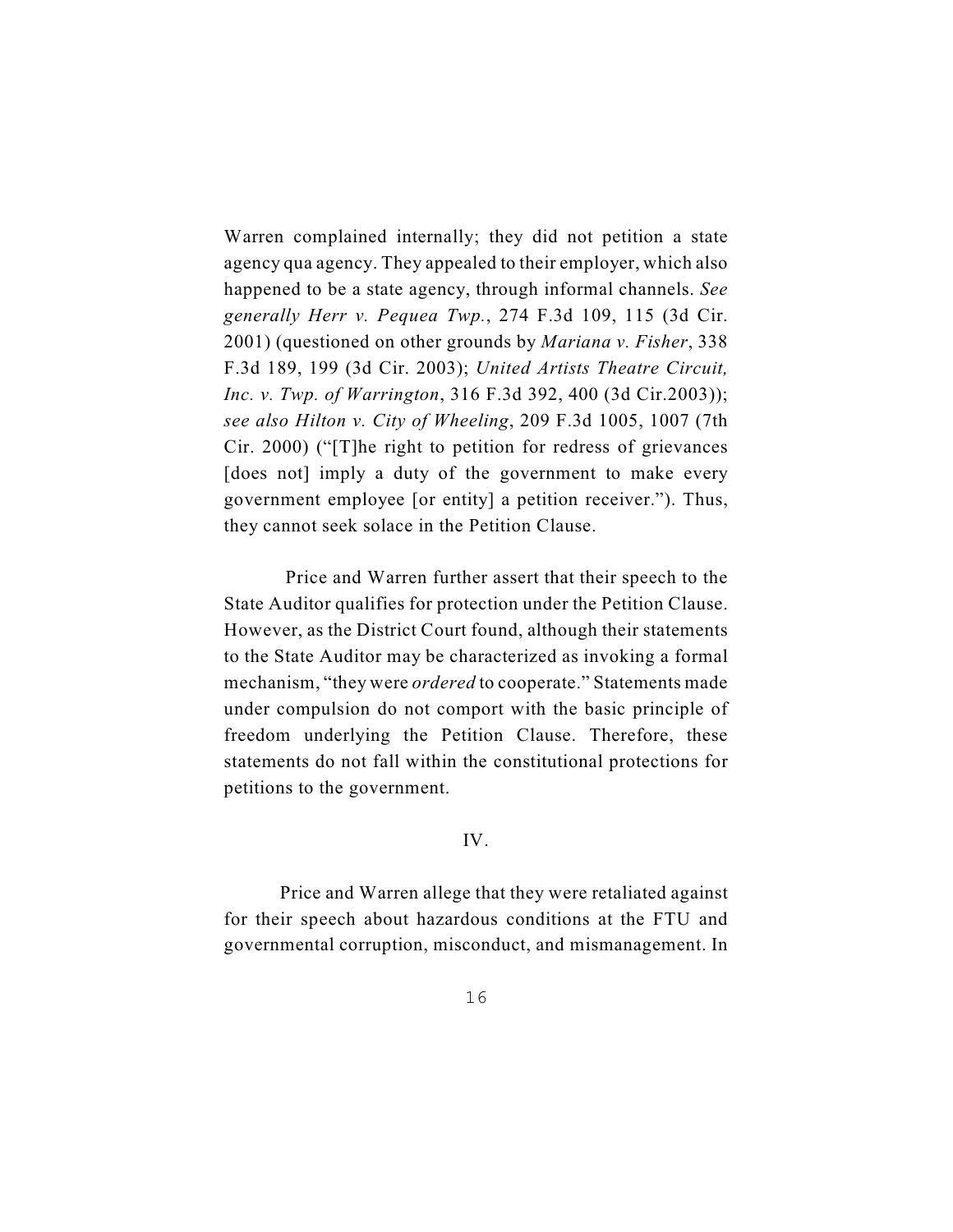Warren complained internally; they did not petition a state agency qua agency. They appealed to their employer, which also happened to be a state agency, through informal channels. *See generally Herr v. Pequea Twp.*, 274 F.3d 109, 115 (3d Cir. 2001) (questioned on other grounds by *Mariana v. Fisher*, 338 F.3d 189, 199 (3d Cir. 2003); *United Artists Theatre Circuit, Inc. v. Twp. of Warrington*, 316 F.3d 392, 400 (3d Cir.2003)); *see also Hilton v. City of Wheeling*, 209 F.3d 1005, 1007 (7th Cir. 2000) ("[T]he right to petition for redress of grievances [does not] imply a duty of the government to make every government employee [or entity] a petition receiver."). Thus, they cannot seek solace in the Petition Clause.

Price and Warren further assert that their speech to the State Auditor qualifies for protection under the Petition Clause. However, as the District Court found, although their statements to the State Auditor may be characterized as invoking a formal mechanism, "they were *ordered* to cooperate." Statements made under compulsion do not comport with the basic principle of freedom underlying the Petition Clause. Therefore, these statements do not fall within the constitutional protections for petitions to the government.

## IV.

Price and Warren allege that they were retaliated against for their speech about hazardous conditions at the FTU and governmental corruption, misconduct, and mismanagement. In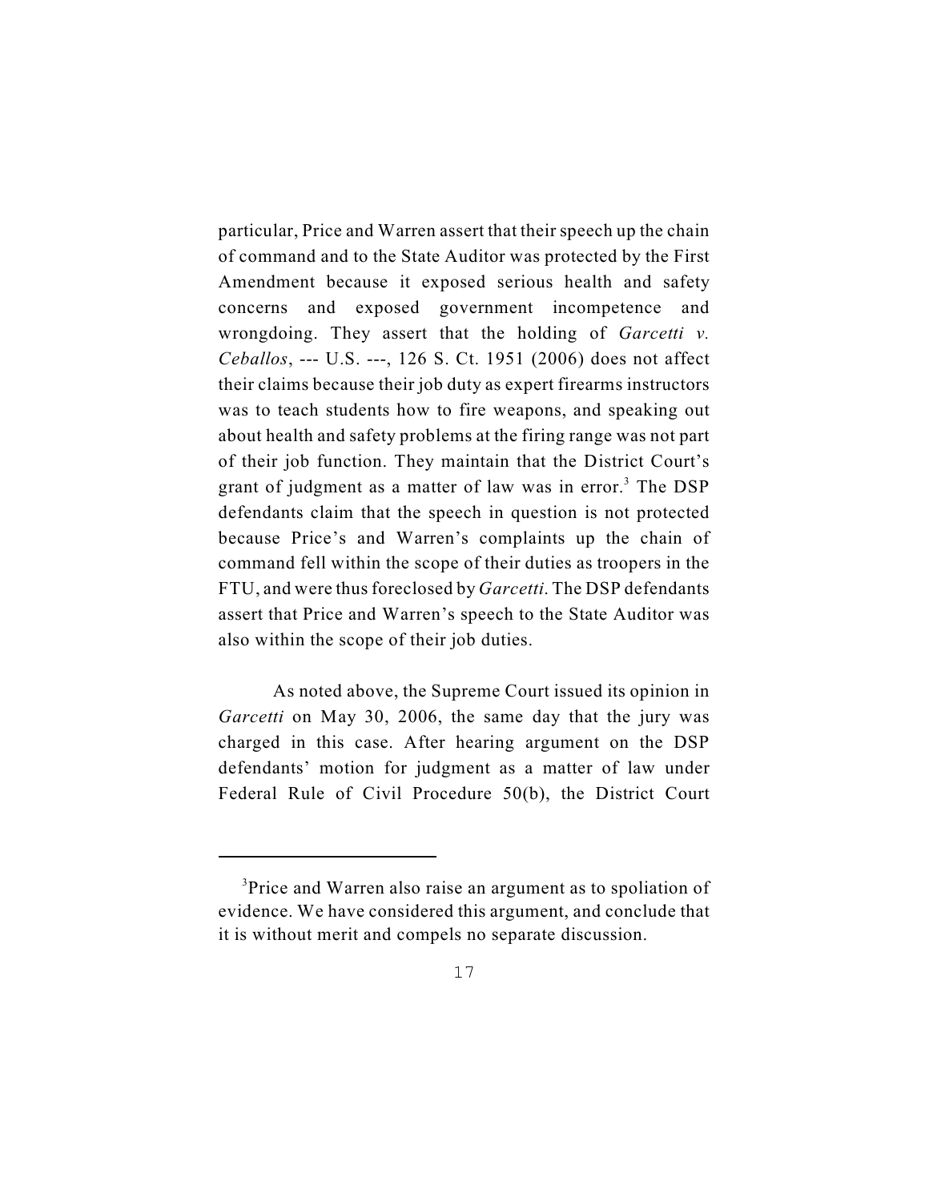particular, Price and Warren assert that their speech up the chain of command and to the State Auditor was protected by the First Amendment because it exposed serious health and safety concerns and exposed government incompetence and wrongdoing. They assert that the holding of *Garcetti v. Ceballos*, --- U.S. ---, 126 S. Ct. 1951 (2006) does not affect their claims because their job duty as expert firearms instructors was to teach students how to fire weapons, and speaking out about health and safety problems at the firing range was not part of their job function. They maintain that the District Court's grant of judgment as a matter of law was in error.[3] The DSP defendants claim that the speech in question is not protected because Price's and Warren's complaints up the chain of command fell within the scope of their duties as troopers in the FTU, and were thus foreclosed by *Garcetti*. The DSP defendants assert that Price and Warren's speech to the State Auditor was also within the scope of their job duties.

As noted above, the Supreme Court issued its opinion in *Garcetti* on May 30, 2006, the same day that the jury was charged in this case. After hearing argument on the DSP defendants' motion for judgment as a matter of law under Federal Rule of Civil Procedure 50(b), the District Court

---

[3]Price and Warren also raise an argument as to spoliation of evidence. We have considered this argument, and conclude that it is without merit and compels no separate discussion.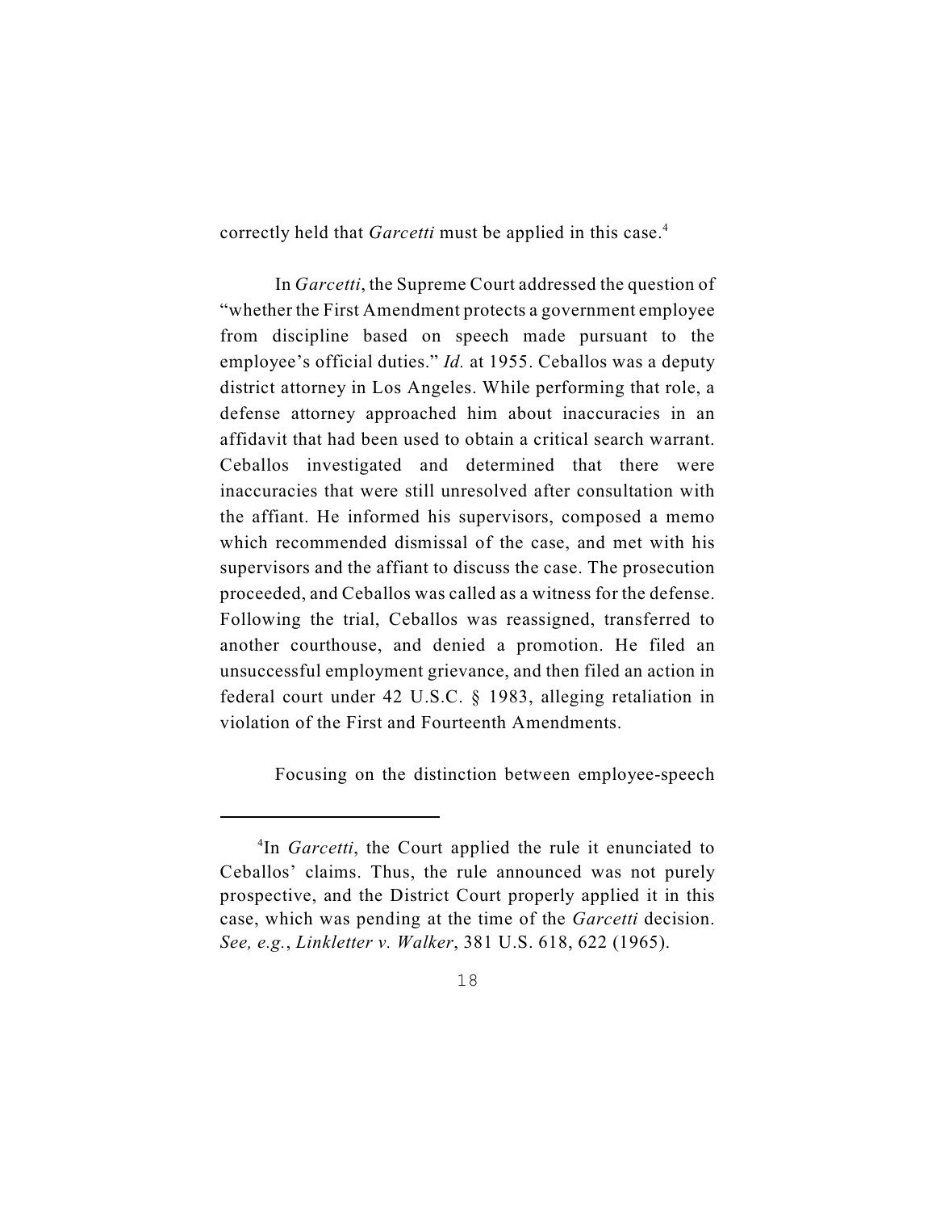correctly held that *Garcetti* must be applied in this case.[4]

In *Garcetti*, the Supreme Court addressed the question of "whether the First Amendment protects a government employee from discipline based on speech made pursuant to the employee's official duties." *Id.* at 1955. Ceballos was a deputy district attorney in Los Angeles. While performing that role, a defense attorney approached him about inaccuracies in an affidavit that had been used to obtain a critical search warrant. Ceballos investigated and determined that there were inaccuracies that were still unresolved after consultation with the affiant. He informed his supervisors, composed a memo which recommended dismissal of the case, and met with his supervisors and the affiant to discuss the case. The prosecution proceeded, and Ceballos was called as a witness for the defense. Following the trial, Ceballos was reassigned, transferred to another courthouse, and denied a promotion. He filed an unsuccessful employment grievance, and then filed an action in federal court under 42 U.S.C. § 1983, alleging retaliation in violation of the First and Fourteenth Amendments.

Focusing on the distinction between employee-speech

---

[4]In *Garcetti*, the Court applied the rule it enunciated to Ceballos' claims. Thus, the rule announced was not purely prospective, and the District Court properly applied it in this case, which was pending at the time of the *Garcetti* decision. *See, e.g.*, *Linkletter v. Walker*, 381 U.S. 618, 622 (1965).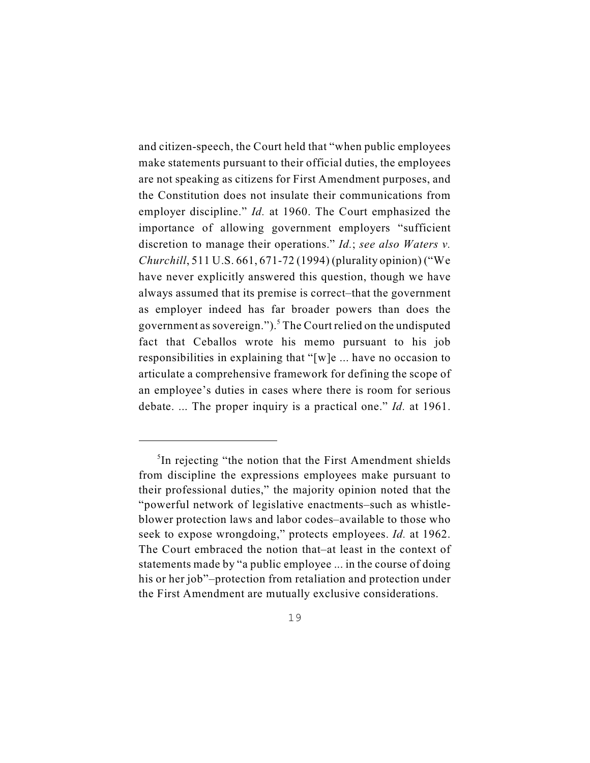and citizen-speech, the Court held that "when public employees make statements pursuant to their official duties, the employees are not speaking as citizens for First Amendment purposes, and the Constitution does not insulate their communications from employer discipline." *Id.* at 1960. The Court emphasized the importance of allowing government employers "sufficient discretion to manage their operations." *Id.*; *see also Waters v. Churchill*, 511 U.S. 661, 671-72 (1994) (plurality opinion) ("We have never explicitly answered this question, though we have always assumed that its premise is correct–that the government as employer indeed has far broader powers than does the government as sovereign.").[5] The Court relied on the undisputed fact that Ceballos wrote his memo pursuant to his job responsibilities in explaining that "[w]e ... have no occasion to articulate a comprehensive framework for defining the scope of an employee's duties in cases where there is room for serious debate. ... The proper inquiry is a practical one." *Id.* at 1961.

---

[5]In rejecting "the notion that the First Amendment shields from discipline the expressions employees make pursuant to their professional duties," the majority opinion noted that the "powerful network of legislative enactments–such as whistle-blower protection laws and labor codes–available to those who seek to expose wrongdoing," protects employees. *Id.* at 1962. The Court embraced the notion that–at least in the context of statements made by "a public employee ... in the course of doing his or her job"–protection from retaliation and protection under the First Amendment are mutually exclusive considerations.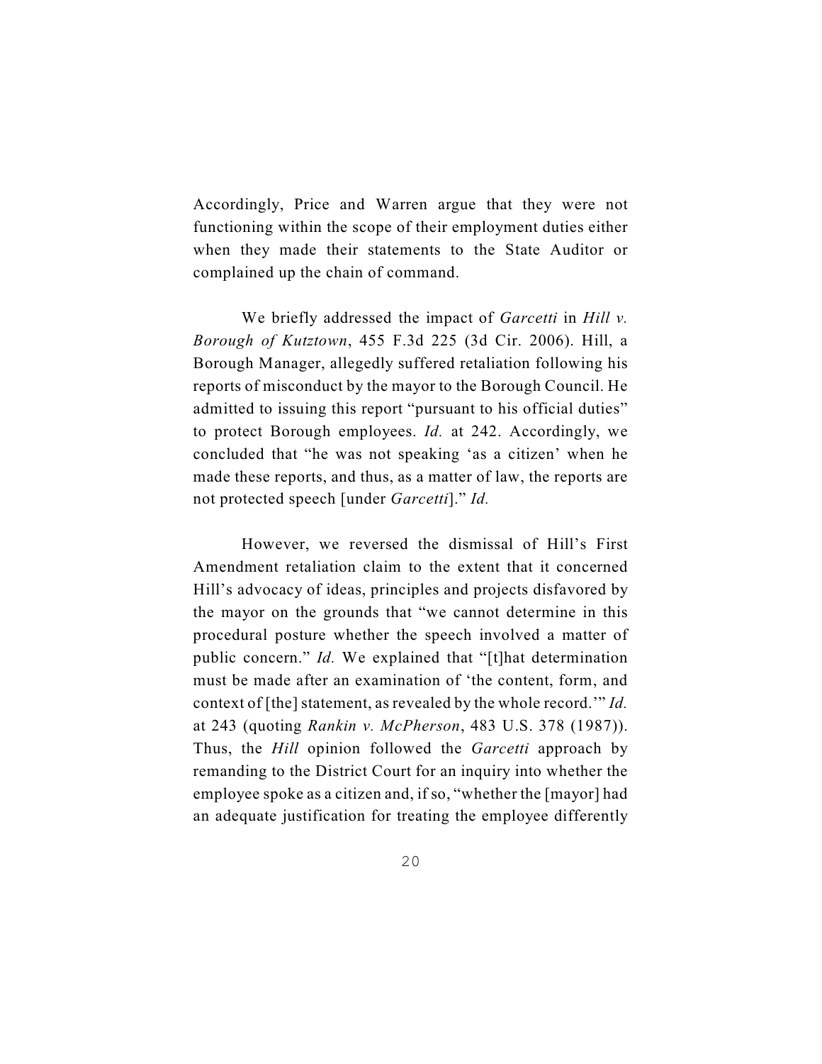Accordingly, Price and Warren argue that they were not functioning within the scope of their employment duties either when they made their statements to the State Auditor or complained up the chain of command.

We briefly addressed the impact of *Garcetti* in *Hill v. Borough of Kutztown*, 455 F.3d 225 (3d Cir. 2006). Hill, a Borough Manager, allegedly suffered retaliation following his reports of misconduct by the mayor to the Borough Council. He admitted to issuing this report "pursuant to his official duties" to protect Borough employees. *Id.* at 242. Accordingly, we concluded that "he was not speaking 'as a citizen' when he made these reports, and thus, as a matter of law, the reports are not protected speech [under *Garcetti*]." *Id.*

However, we reversed the dismissal of Hill's First Amendment retaliation claim to the extent that it concerned Hill's advocacy of ideas, principles and projects disfavored by the mayor on the grounds that "we cannot determine in this procedural posture whether the speech involved a matter of public concern." *Id.* We explained that "[t]hat determination must be made after an examination of 'the content, form, and context of [the] statement, as revealed by the whole record.'" *Id.* at 243 (quoting *Rankin v. McPherson*, 483 U.S. 378 (1987)). Thus, the *Hill* opinion followed the *Garcetti* approach by remanding to the District Court for an inquiry into whether the employee spoke as a citizen and, if so, "whether the [mayor] had an adequate justification for treating the employee differently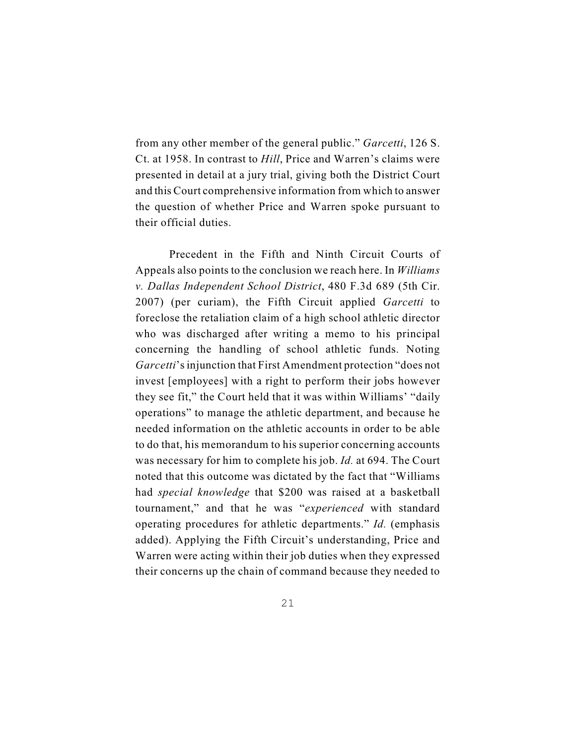from any other member of the general public." *Garcetti*, 126 S. Ct. at 1958. In contrast to *Hill*, Price and Warren's claims were presented in detail at a jury trial, giving both the District Court and this Court comprehensive information from which to answer the question of whether Price and Warren spoke pursuant to their official duties.

Precedent in the Fifth and Ninth Circuit Courts of Appeals also points to the conclusion we reach here. In *Williams v. Dallas Independent School District*, 480 F.3d 689 (5th Cir. 2007) (per curiam), the Fifth Circuit applied *Garcetti* to foreclose the retaliation claim of a high school athletic director who was discharged after writing a memo to his principal concerning the handling of school athletic funds. Noting *Garcetti*'s injunction that First Amendment protection "does not invest [employees] with a right to perform their jobs however they see fit," the Court held that it was within Williams' "daily operations" to manage the athletic department, and because he needed information on the athletic accounts in order to be able to do that, his memorandum to his superior concerning accounts was necessary for him to complete his job. *Id.* at 694. The Court noted that this outcome was dictated by the fact that "Williams had *special knowledge* that $200 was raised at a basketball tournament," and that he was "*experienced* with standard operating procedures for athletic departments." *Id.* (emphasis added). Applying the Fifth Circuit's understanding, Price and Warren were acting within their job duties when they expressed their concerns up the chain of command because they needed to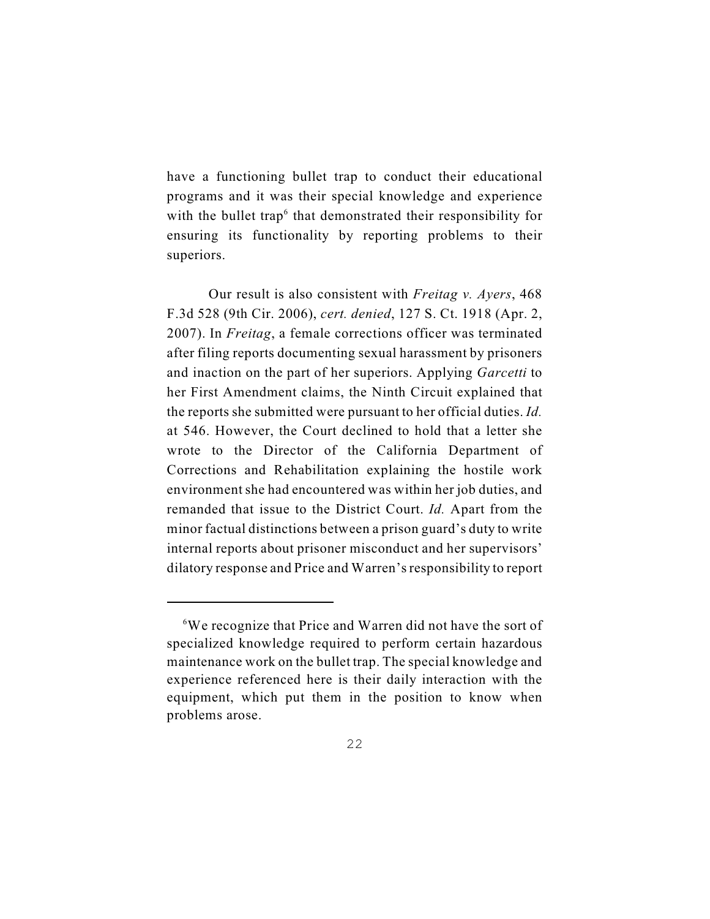have a functioning bullet trap to conduct their educational programs and it was their special knowledge and experience with the bullet trap[6] that demonstrated their responsibility for ensuring its functionality by reporting problems to their superiors.

Our result is also consistent with *Freitag v. Ayers*, 468 F.3d 528 (9th Cir. 2006), *cert. denied*, 127 S. Ct. 1918 (Apr. 2, 2007). In *Freitag*, a female corrections officer was terminated after filing reports documenting sexual harassment by prisoners and inaction on the part of her superiors. Applying *Garcetti* to her First Amendment claims, the Ninth Circuit explained that the reports she submitted were pursuant to her official duties. *Id.* at 546. However, the Court declined to hold that a letter she wrote to the Director of the California Department of Corrections and Rehabilitation explaining the hostile work environment she had encountered was within her job duties, and remanded that issue to the District Court. *Id.* Apart from the minor factual distinctions between a prison guard's duty to write internal reports about prisoner misconduct and her supervisors' dilatory response and Price and Warren's responsibility to report

---

[6]We recognize that Price and Warren did not have the sort of specialized knowledge required to perform certain hazardous maintenance work on the bullet trap. The special knowledge and experience referenced here is their daily interaction with the equipment, which put them in the position to know when problems arose.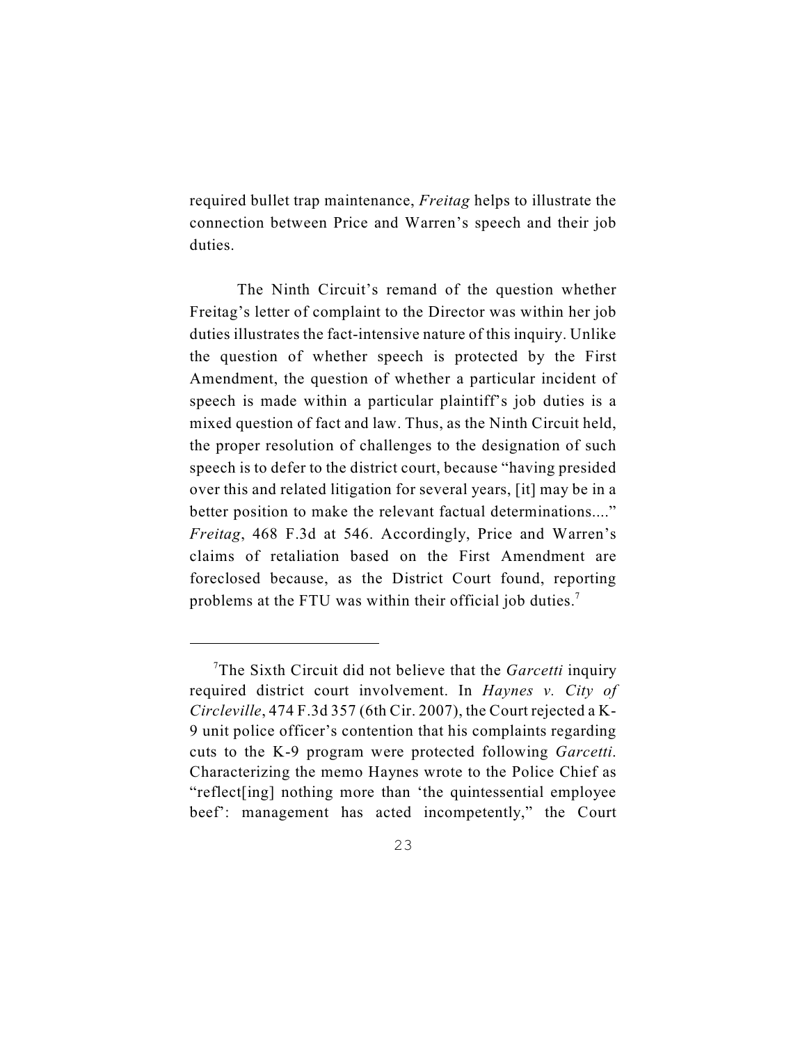required bullet trap maintenance, *Freitag* helps to illustrate the connection between Price and Warren's speech and their job duties.

The Ninth Circuit's remand of the question whether Freitag's letter of complaint to the Director was within her job duties illustrates the fact-intensive nature of this inquiry. Unlike the question of whether speech is protected by the First Amendment, the question of whether a particular incident of speech is made within a particular plaintiff's job duties is a mixed question of fact and law. Thus, as the Ninth Circuit held, the proper resolution of challenges to the designation of such speech is to defer to the district court, because "having presided over this and related litigation for several years, [it] may be in a better position to make the relevant factual determinations...." *Freitag*, 468 F.3d at 546. Accordingly, Price and Warren's claims of retaliation based on the First Amendment are foreclosed because, as the District Court found, reporting problems at the FTU was within their official job duties.[7]

---

[7]The Sixth Circuit did not believe that the *Garcetti* inquiry required district court involvement. In *Haynes v. City of Circleville*, 474 F.3d 357 (6th Cir. 2007), the Court rejected a K-9 unit police officer's contention that his complaints regarding cuts to the K-9 program were protected following *Garcetti*. Characterizing the memo Haynes wrote to the Police Chief as "reflect[ing] nothing more than 'the quintessential employee beef': management has acted incompetently," the Court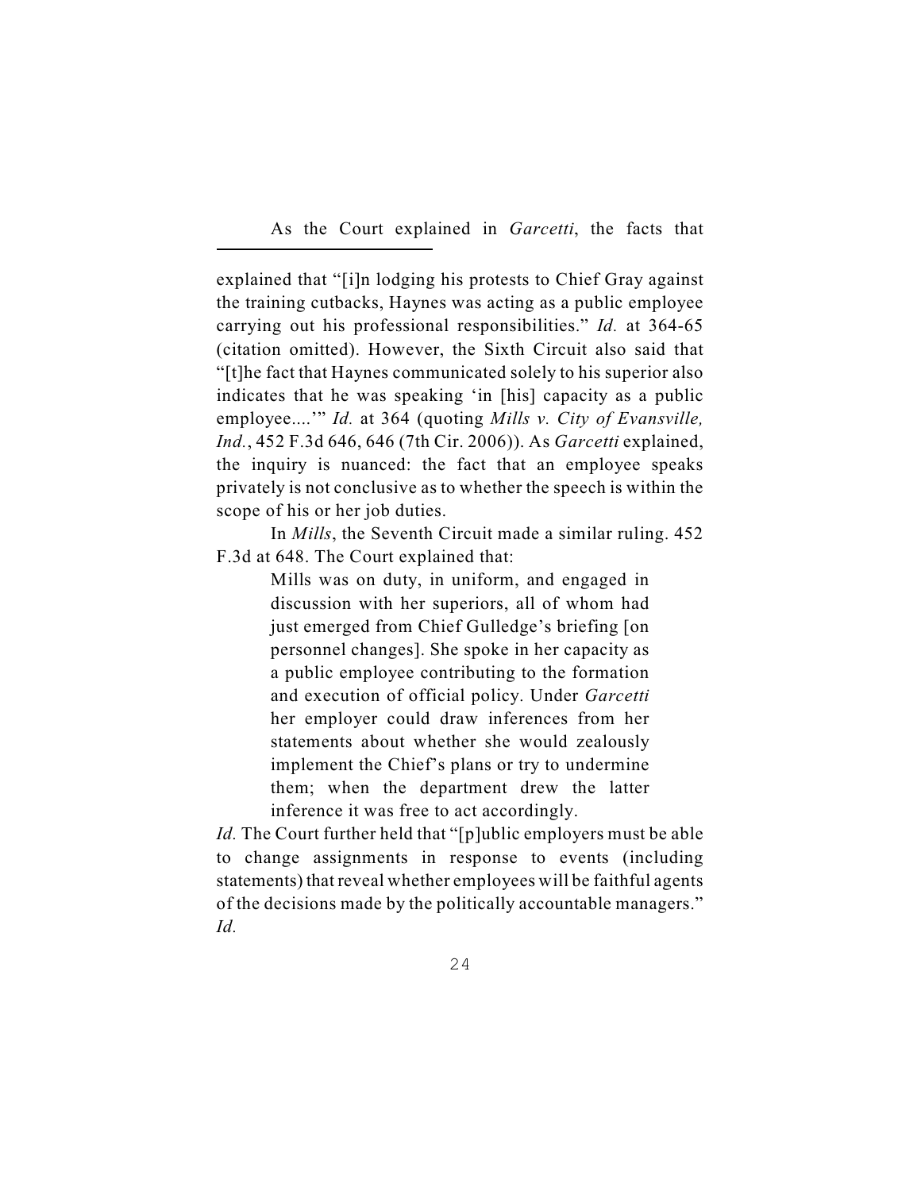As the Court explained in *Garcetti*, the facts that

---

explained that "[i]n lodging his protests to Chief Gray against the training cutbacks, Haynes was acting as a public employee carrying out his professional responsibilities." *Id.* at 364-65 (citation omitted). However, the Sixth Circuit also said that "[t]he fact that Haynes communicated solely to his superior also indicates that he was speaking 'in [his] capacity as a public employee....'" *Id.* at 364 (quoting *Mills v. City of Evansville, Ind.*, 452 F.3d 646, 646 (7th Cir. 2006)). As *Garcetti* explained, the inquiry is nuanced: the fact that an employee speaks privately is not conclusive as to whether the speech is within the scope of his or her job duties.

In *Mills*, the Seventh Circuit made a similar ruling. 452 F.3d at 648. The Court explained that:

> Mills was on duty, in uniform, and engaged in discussion with her superiors, all of whom had just emerged from Chief Gulledge's briefing [on personnel changes]. She spoke in her capacity as a public employee contributing to the formation and execution of official policy. Under *Garcetti* her employer could draw inferences from her statements about whether she would zealously implement the Chief's plans or try to undermine them; when the department drew the latter inference it was free to act accordingly.

*Id.* The Court further held that "[p]ublic employers must be able to change assignments in response to events (including statements) that reveal whether employees will be faithful agents of the decisions made by the politically accountable managers." *Id.*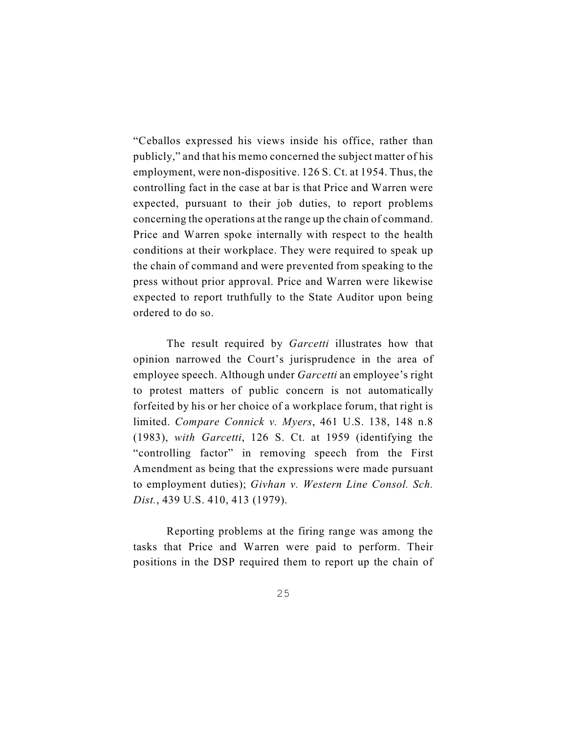"Ceballos expressed his views inside his office, rather than publicly," and that his memo concerned the subject matter of his employment, were non-dispositive. 126 S. Ct. at 1954. Thus, the controlling fact in the case at bar is that Price and Warren were expected, pursuant to their job duties, to report problems concerning the operations at the range up the chain of command. Price and Warren spoke internally with respect to the health conditions at their workplace. They were required to speak up the chain of command and were prevented from speaking to the press without prior approval. Price and Warren were likewise expected to report truthfully to the State Auditor upon being ordered to do so.

The result required by *Garcetti* illustrates how that opinion narrowed the Court's jurisprudence in the area of employee speech. Although under *Garcetti* an employee's right to protest matters of public concern is not automatically forfeited by his or her choice of a workplace forum, that right is limited. *Compare Connick v. Myers*, 461 U.S. 138, 148 n.8 (1983), *with Garcetti*, 126 S. Ct. at 1959 (identifying the "controlling factor" in removing speech from the First Amendment as being that the expressions were made pursuant to employment duties); *Givhan v. Western Line Consol. Sch. Dist.*, 439 U.S. 410, 413 (1979).

Reporting problems at the firing range was among the tasks that Price and Warren were paid to perform. Their positions in the DSP required them to report up the chain of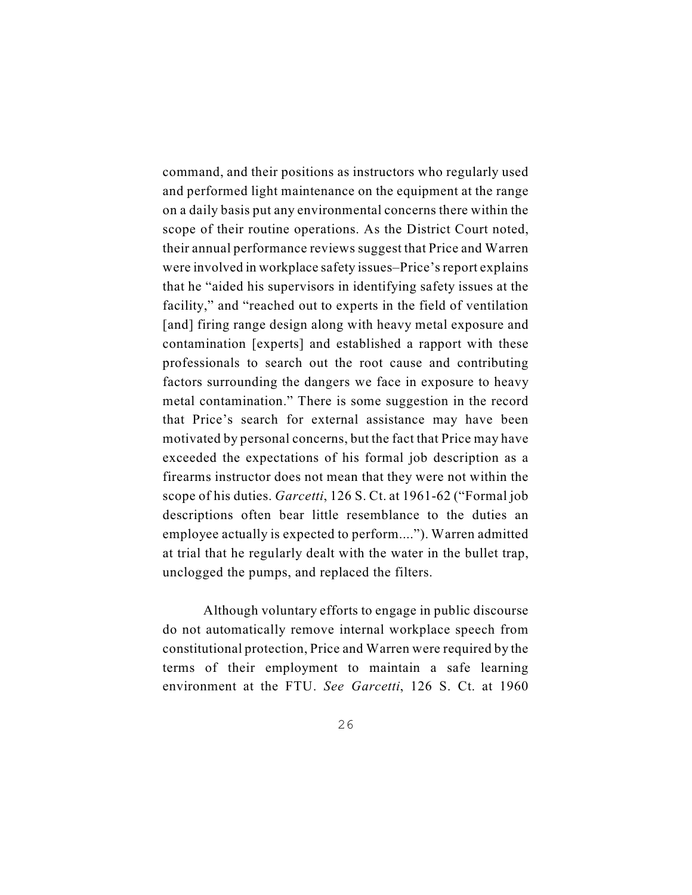command, and their positions as instructors who regularly used and performed light maintenance on the equipment at the range on a daily basis put any environmental concerns there within the scope of their routine operations. As the District Court noted, their annual performance reviews suggest that Price and Warren were involved in workplace safety issues–Price's report explains that he "aided his supervisors in identifying safety issues at the facility," and "reached out to experts in the field of ventilation [and] firing range design along with heavy metal exposure and contamination [experts] and established a rapport with these professionals to search out the root cause and contributing factors surrounding the dangers we face in exposure to heavy metal contamination." There is some suggestion in the record that Price's search for external assistance may have been motivated by personal concerns, but the fact that Price may have exceeded the expectations of his formal job description as a firearms instructor does not mean that they were not within the scope of his duties. *Garcetti*, 126 S. Ct. at 1961-62 ("Formal job descriptions often bear little resemblance to the duties an employee actually is expected to perform...."). Warren admitted at trial that he regularly dealt with the water in the bullet trap, unclogged the pumps, and replaced the filters.

Although voluntary efforts to engage in public discourse do not automatically remove internal workplace speech from constitutional protection, Price and Warren were required by the terms of their employment to maintain a safe learning environment at the FTU. *See Garcetti*, 126 S. Ct. at 1960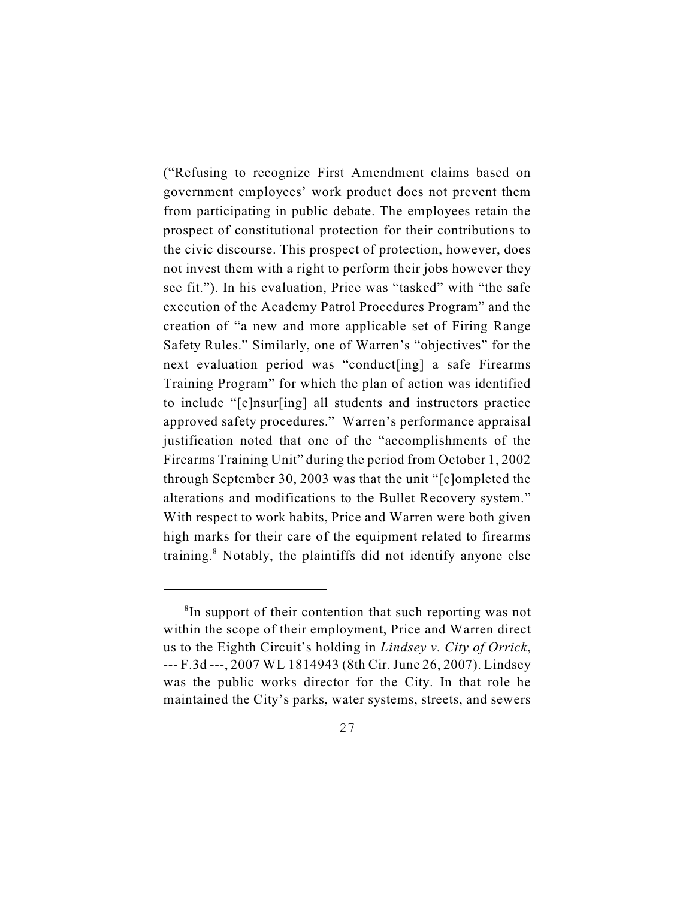("Refusing to recognize First Amendment claims based on government employees' work product does not prevent them from participating in public debate. The employees retain the prospect of constitutional protection for their contributions to the civic discourse. This prospect of protection, however, does not invest them with a right to perform their jobs however they see fit."). In his evaluation, Price was "tasked" with "the safe execution of the Academy Patrol Procedures Program" and the creation of "a new and more applicable set of Firing Range Safety Rules." Similarly, one of Warren's "objectives" for the next evaluation period was "conduct[ing] a safe Firearms Training Program" for which the plan of action was identified to include "[e]nsur[ing] all students and instructors practice approved safety procedures." Warren's performance appraisal justification noted that one of the "accomplishments of the Firearms Training Unit" during the period from October 1, 2002 through September 30, 2003 was that the unit "[c]ompleted the alterations and modifications to the Bullet Recovery system." With respect to work habits, Price and Warren were both given high marks for their care of the equipment related to firearms training.[8] Notably, the plaintiffs did not identify anyone else

---

[8]In support of their contention that such reporting was not within the scope of their employment, Price and Warren direct us to the Eighth Circuit's holding in *Lindsey v. City of Orrick*, --- F.3d ---, 2007 WL 1814943 (8th Cir. June 26, 2007). Lindsey was the public works director for the City. In that role he maintained the City's parks, water systems, streets, and sewers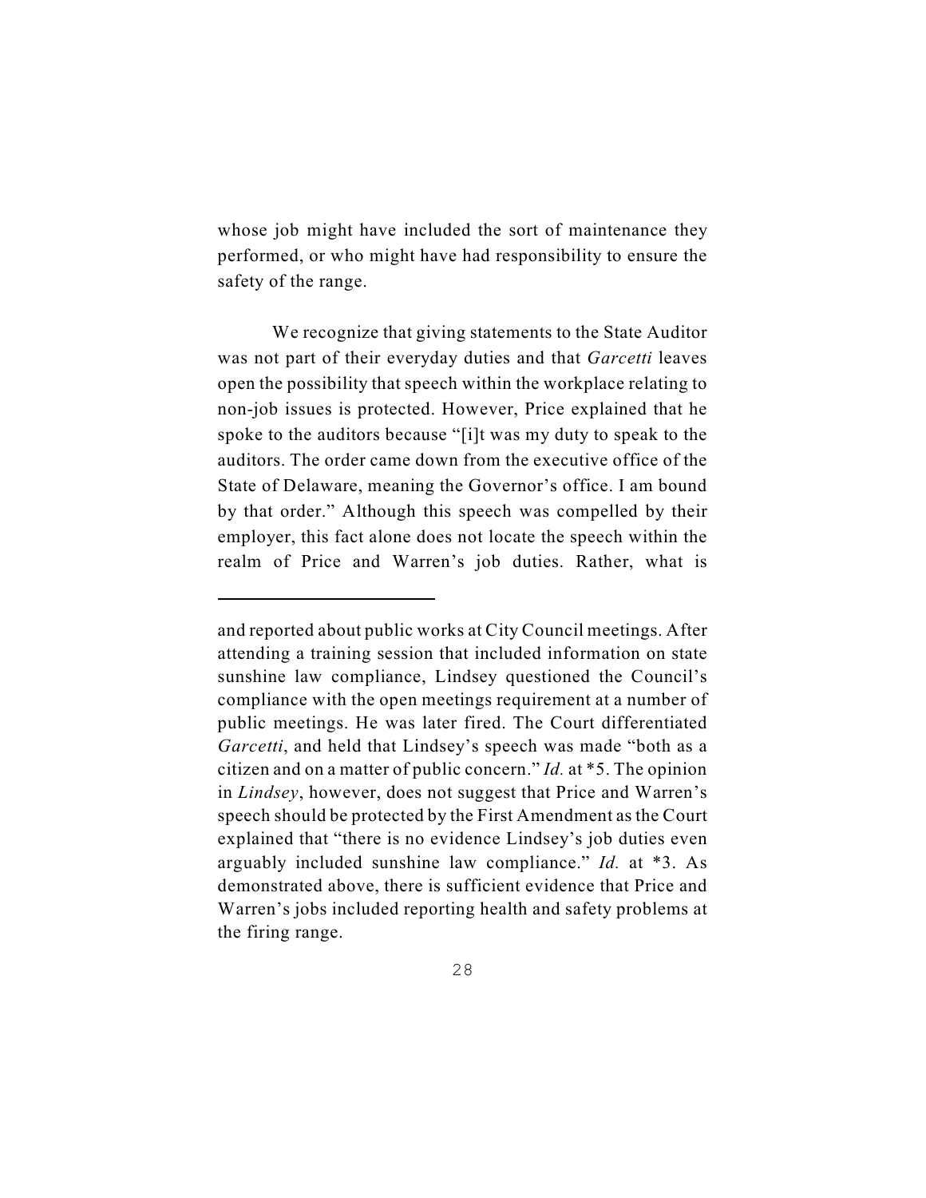whose job might have included the sort of maintenance they performed, or who might have had responsibility to ensure the safety of the range.

We recognize that giving statements to the State Auditor was not part of their everyday duties and that *Garcetti* leaves open the possibility that speech within the workplace relating to non-job issues is protected. However, Price explained that he spoke to the auditors because "[i]t was my duty to speak to the auditors. The order came down from the executive office of the State of Delaware, meaning the Governor's office. I am bound by that order." Although this speech was compelled by their employer, this fact alone does not locate the speech within the realm of Price and Warren's job duties. Rather, what is

---

and reported about public works at City Council meetings. After attending a training session that included information on state sunshine law compliance, Lindsey questioned the Council's compliance with the open meetings requirement at a number of public meetings. He was later fired. The Court differentiated *Garcetti*, and held that Lindsey's speech was made "both as a citizen and on a matter of public concern." *Id.* at *5. The opinion in *Lindsey*, however, does not suggest that Price and Warren's speech should be protected by the First Amendment as the Court explained that "there is no evidence Lindsey's job duties even arguably included sunshine law compliance." *Id.* at *3. As demonstrated above, there is sufficient evidence that Price and Warren's jobs included reporting health and safety problems at the firing range.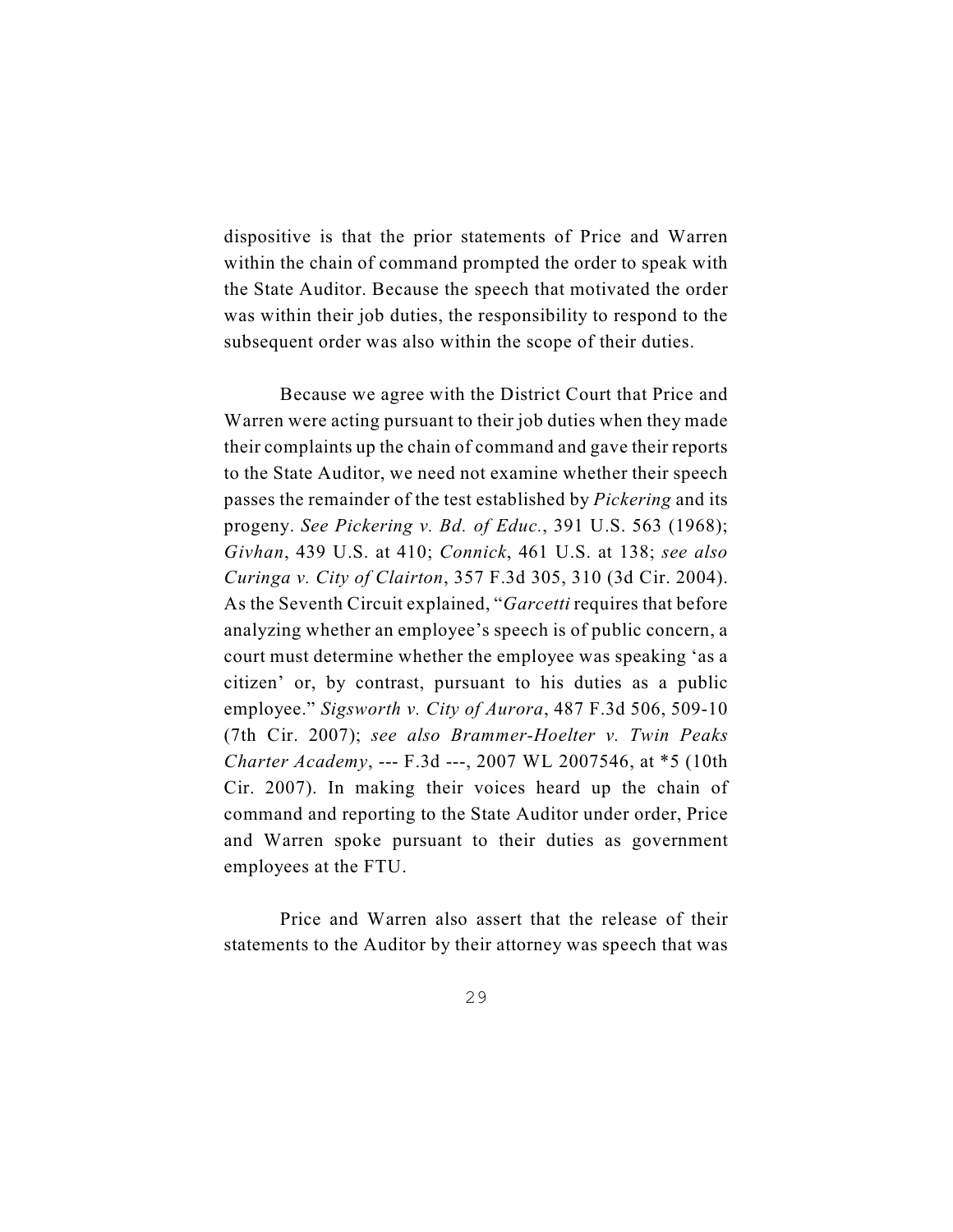dispositive is that the prior statements of Price and Warren within the chain of command prompted the order to speak with the State Auditor. Because the speech that motivated the order was within their job duties, the responsibility to respond to the subsequent order was also within the scope of their duties.

Because we agree with the District Court that Price and Warren were acting pursuant to their job duties when they made their complaints up the chain of command and gave their reports to the State Auditor, we need not examine whether their speech passes the remainder of the test established by *Pickering* and its progeny. *See Pickering v. Bd. of Educ.*, 391 U.S. 563 (1968); *Givhan*, 439 U.S. at 410; *Connick*, 461 U.S. at 138; *see also Curinga v. City of Clairton*, 357 F.3d 305, 310 (3d Cir. 2004). As the Seventh Circuit explained, "*Garcetti* requires that before analyzing whether an employee's speech is of public concern, a court must determine whether the employee was speaking 'as a citizen' or, by contrast, pursuant to his duties as a public employee." *Sigsworth v. City of Aurora*, 487 F.3d 506, 509-10 (7th Cir. 2007); *see also Brammer-Hoelter v. Twin Peaks Charter Academy*, --- F.3d ---, 2007 WL 2007546, at *5 (10th Cir. 2007). In making their voices heard up the chain of command and reporting to the State Auditor under order, Price and Warren spoke pursuant to their duties as government employees at the FTU.

Price and Warren also assert that the release of their statements to the Auditor by their attorney was speech that was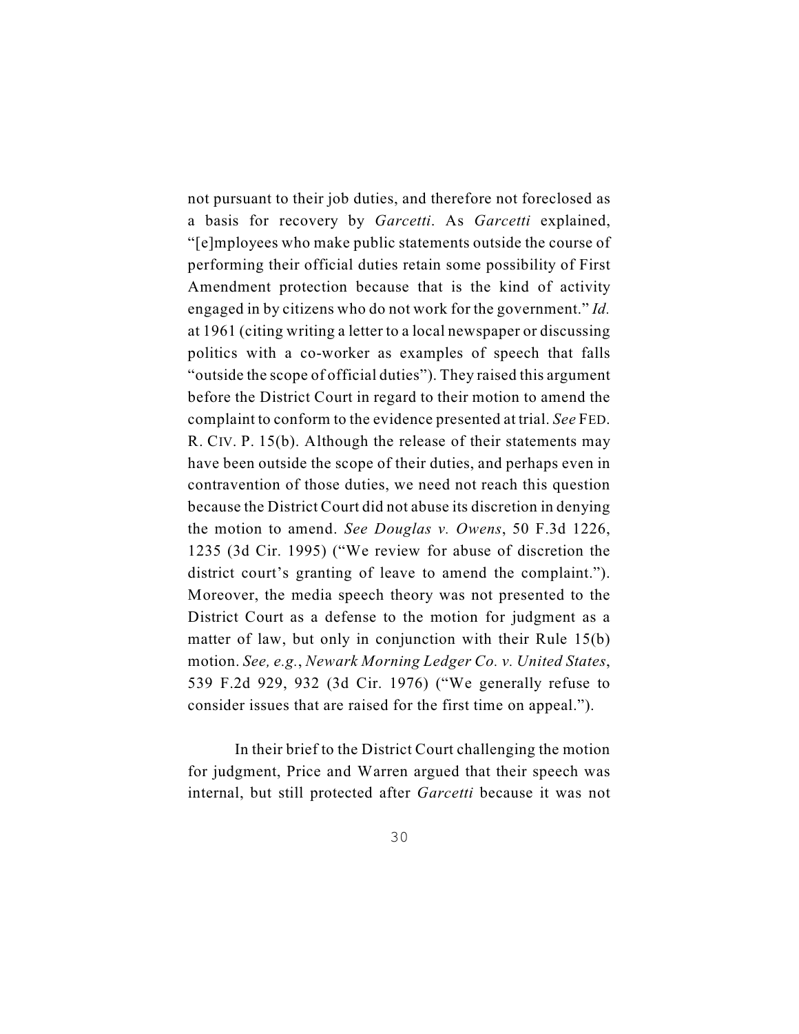not pursuant to their job duties, and therefore not foreclosed as a basis for recovery by *Garcetti*. As *Garcetti* explained, "[e]mployees who make public statements outside the course of performing their official duties retain some possibility of First Amendment protection because that is the kind of activity engaged in by citizens who do not work for the government." *Id.* at 1961 (citing writing a letter to a local newspaper or discussing politics with a co-worker as examples of speech that falls "outside the scope of official duties"). They raised this argument before the District Court in regard to their motion to amend the complaint to conform to the evidence presented at trial. *See* FED. R. CIV. P. 15(b). Although the release of their statements may have been outside the scope of their duties, and perhaps even in contravention of those duties, we need not reach this question because the District Court did not abuse its discretion in denying the motion to amend. *See Douglas v. Owens*, 50 F.3d 1226, 1235 (3d Cir. 1995) ("We review for abuse of discretion the district court's granting of leave to amend the complaint."). Moreover, the media speech theory was not presented to the District Court as a defense to the motion for judgment as a matter of law, but only in conjunction with their Rule 15(b) motion. *See, e.g.*, *Newark Morning Ledger Co. v. United States*, 539 F.2d 929, 932 (3d Cir. 1976) ("We generally refuse to consider issues that are raised for the first time on appeal.").

In their brief to the District Court challenging the motion for judgment, Price and Warren argued that their speech was internal, but still protected after *Garcetti* because it was not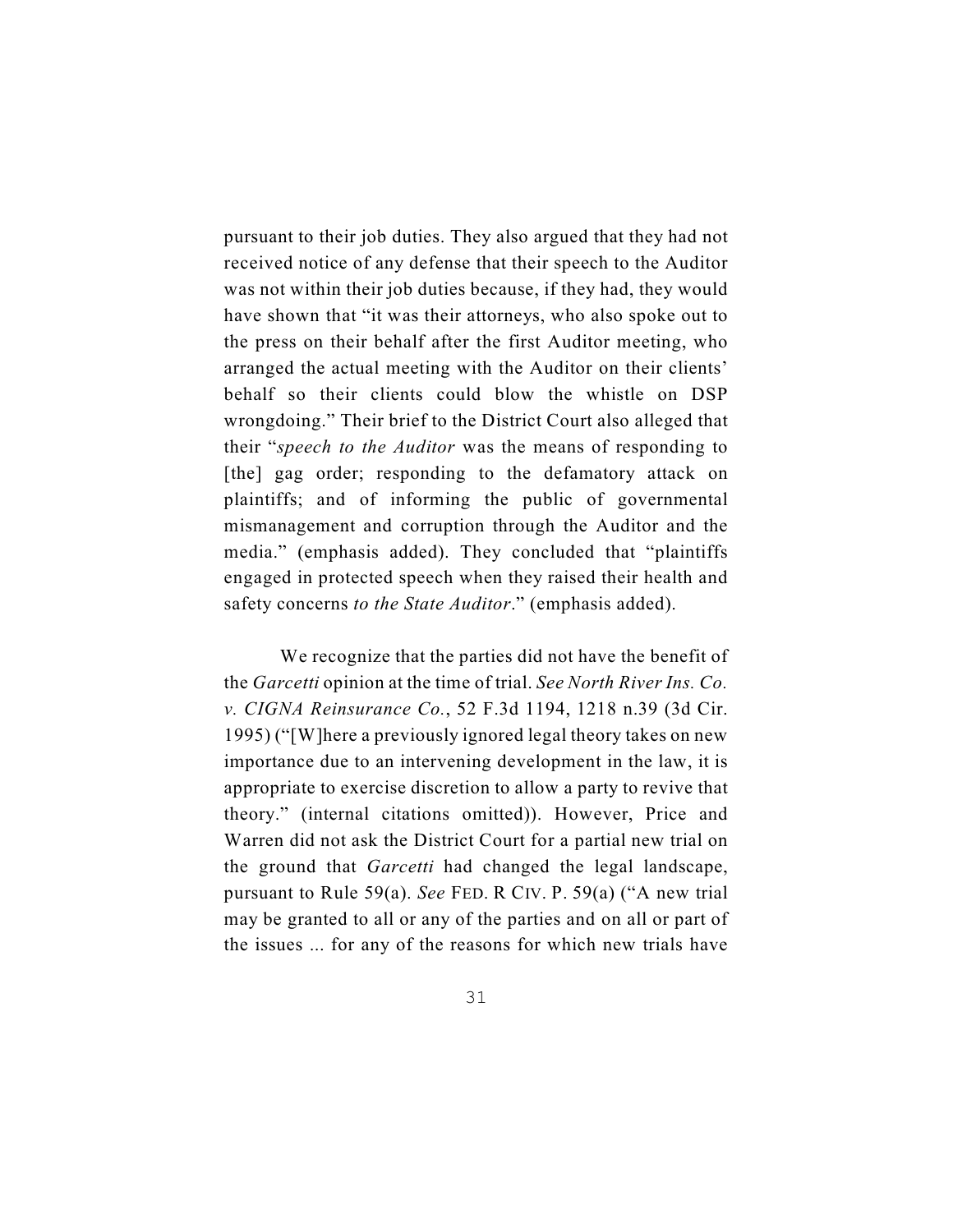pursuant to their job duties. They also argued that they had not received notice of any defense that their speech to the Auditor was not within their job duties because, if they had, they would have shown that "it was their attorneys, who also spoke out to the press on their behalf after the first Auditor meeting, who arranged the actual meeting with the Auditor on their clients' behalf so their clients could blow the whistle on DSP wrongdoing." Their brief to the District Court also alleged that their "*speech to the Auditor* was the means of responding to [the] gag order; responding to the defamatory attack on plaintiffs; and of informing the public of governmental mismanagement and corruption through the Auditor and the media." (emphasis added). They concluded that "plaintiffs engaged in protected speech when they raised their health and safety concerns *to the State Auditor*." (emphasis added).

We recognize that the parties did not have the benefit of the *Garcetti* opinion at the time of trial. *See North River Ins. Co. v. CIGNA Reinsurance Co.*, 52 F.3d 1194, 1218 n.39 (3d Cir. 1995) ("[W]here a previously ignored legal theory takes on new importance due to an intervening development in the law, it is appropriate to exercise discretion to allow a party to revive that theory." (internal citations omitted)). However, Price and Warren did not ask the District Court for a partial new trial on the ground that *Garcetti* had changed the legal landscape, pursuant to Rule 59(a). *See* FED. R CIV. P. 59(a) ("A new trial may be granted to all or any of the parties and on all or part of the issues ... for any of the reasons for which new trials have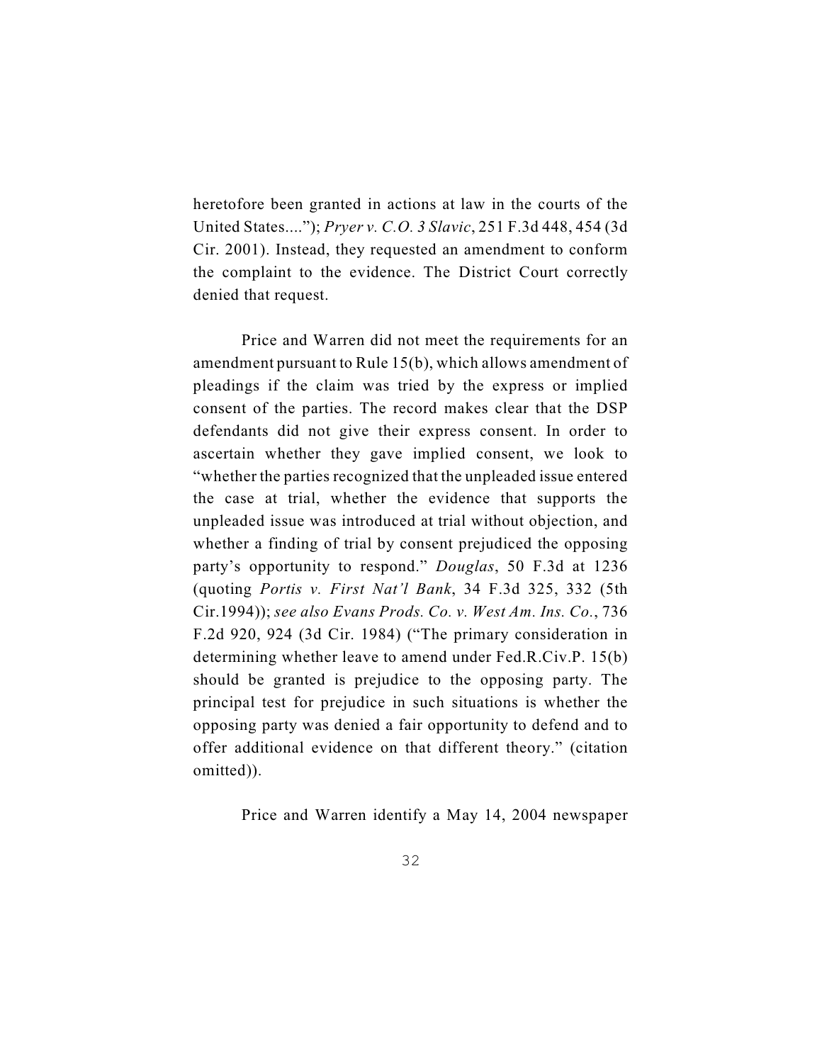heretofore been granted in actions at law in the courts of the United States...."); *Pryer v. C.O. 3 Slavic*, 251 F.3d 448, 454 (3d Cir. 2001). Instead, they requested an amendment to conform the complaint to the evidence. The District Court correctly denied that request.

Price and Warren did not meet the requirements for an amendment pursuant to Rule 15(b), which allows amendment of pleadings if the claim was tried by the express or implied consent of the parties. The record makes clear that the DSP defendants did not give their express consent. In order to ascertain whether they gave implied consent, we look to "whether the parties recognized that the unpleaded issue entered the case at trial, whether the evidence that supports the unpleaded issue was introduced at trial without objection, and whether a finding of trial by consent prejudiced the opposing party's opportunity to respond." *Douglas*, 50 F.3d at 1236 (quoting *Portis v. First Nat'l Bank*, 34 F.3d 325, 332 (5th Cir.1994)); *see also Evans Prods. Co. v. West Am. Ins. Co.*, 736 F.2d 920, 924 (3d Cir. 1984) ("The primary consideration in determining whether leave to amend under Fed.R.Civ.P. 15(b) should be granted is prejudice to the opposing party. The principal test for prejudice in such situations is whether the opposing party was denied a fair opportunity to defend and to offer additional evidence on that different theory." (citation omitted)).

Price and Warren identify a May 14, 2004 newspaper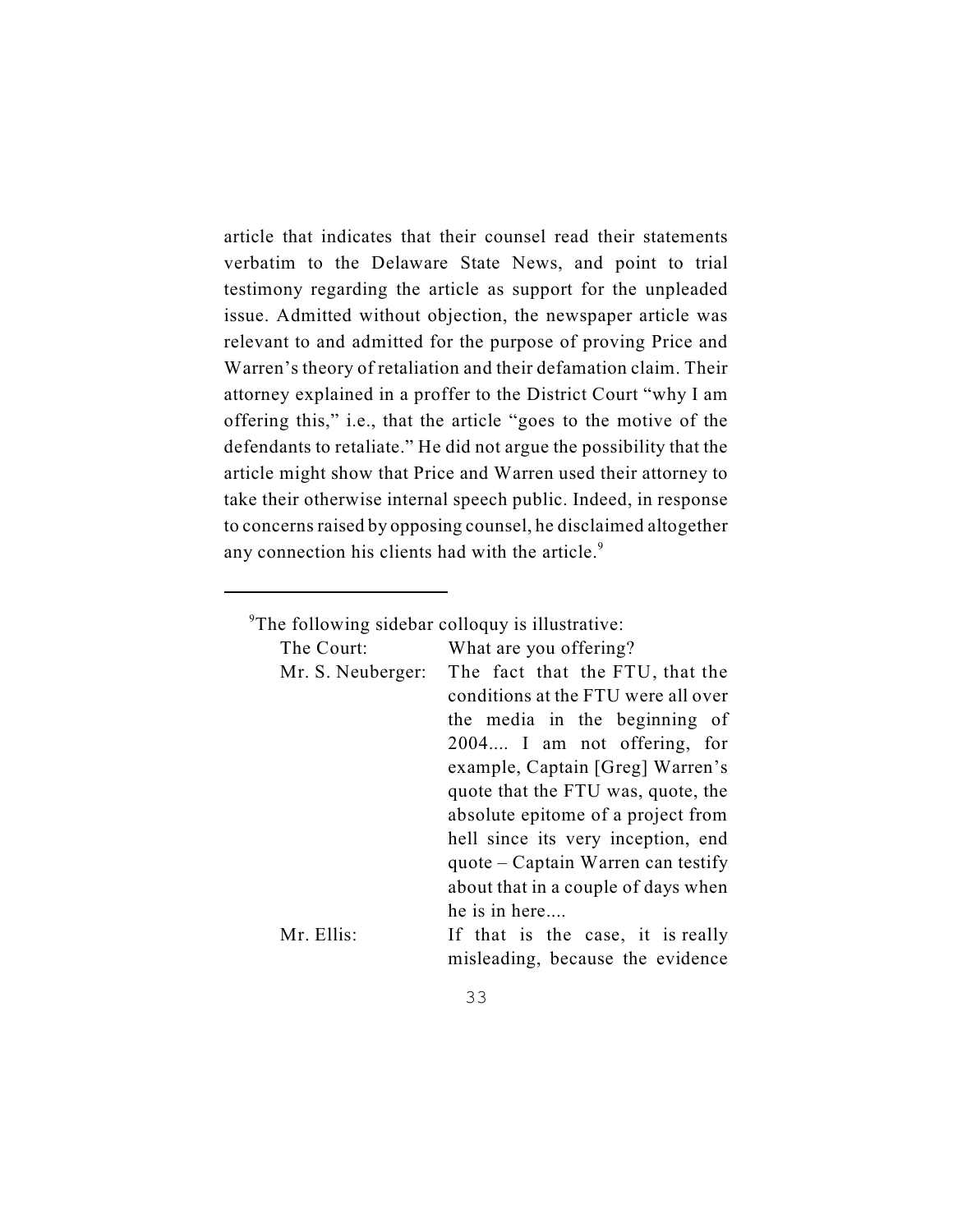article that indicates that their counsel read their statements verbatim to the Delaware State News, and point to trial testimony regarding the article as support for the unpleaded issue. Admitted without objection, the newspaper article was relevant to and admitted for the purpose of proving Price and Warren's theory of retaliation and their defamation claim. Their attorney explained in a proffer to the District Court "why I am offering this," i.e., that the article "goes to the motive of the defendants to retaliate." He did not argue the possibility that the article might show that Price and Warren used their attorney to take their otherwise internal speech public. Indeed, in response to concerns raised by opposing counsel, he disclaimed altogether any connection his clients had with the article.[9]

---

[9]The following sidebar colloquy is illustrative:

| | |
|---|---|
| The Court: | What are you offering? |
| Mr. S. Neuberger: | The fact that the FTU, that the conditions at the FTU were all over the media in the beginning of 2004.... I am not offering, for example, Captain [Greg] Warren's quote that the FTU was, quote, the absolute epitome of a project from hell since its very inception, end quote – Captain Warren can testify about that in a couple of days when he is in here.... |
| Mr. Ellis: | If that is the case, it is really misleading, because the evidence |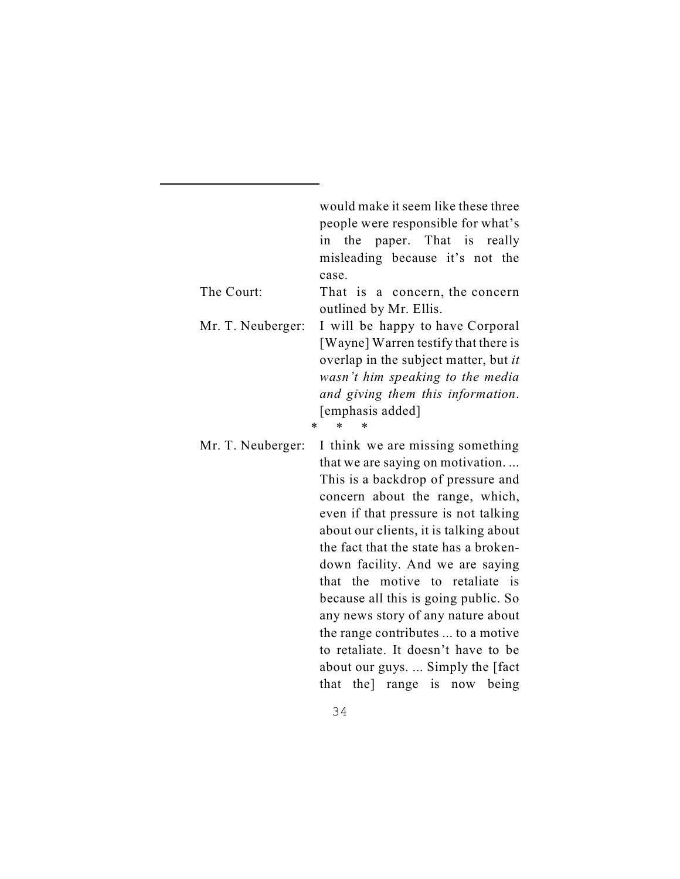would make it seem like these three people were responsible for what's in the paper. That is really misleading because it's not the case.

The Court: That is a concern, the concern outlined by Mr. Ellis.

Mr. T. Neuberger: I will be happy to have Corporal [Wayne] Warren testify that there is overlap in the subject matter, but *it wasn't him speaking to the media and giving them this information*. [emphasis added]

\* \* \*

Mr. T. Neuberger: I think we are missing something that we are saying on motivation. ... This is a backdrop of pressure and concern about the range, which, even if that pressure is not talking about our clients, it is talking about the fact that the state has a broken-down facility. And we are saying that the motive to retaliate is because all this is going public. So any news story of any nature about the range contributes ... to a motive to retaliate. It doesn't have to be about our guys. ... Simply the [fact that the] range is now being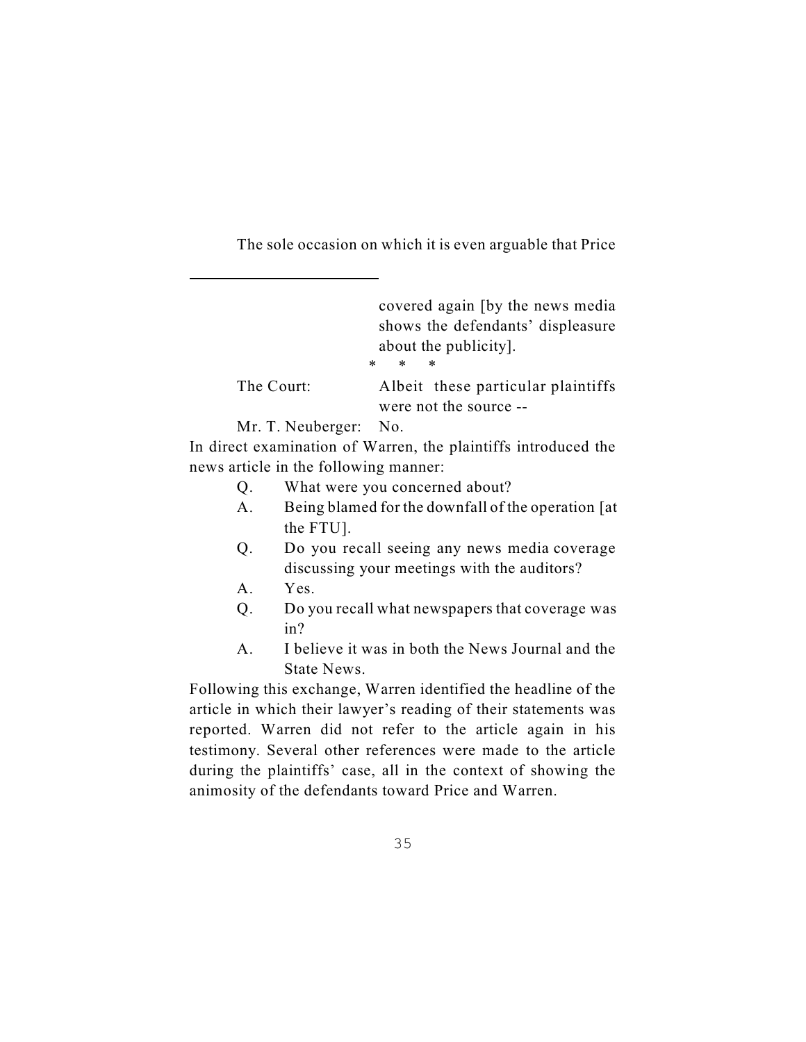The sole occasion on which it is even arguable that Price

---

covered again [by the news media shows the defendants' displeasure about the publicity].

\* \* \*

The Court: Albeit these particular plaintiffs were not the source --

Mr. T. Neuberger: No.

In direct examination of Warren, the plaintiffs introduced the news article in the following manner:

> Q. What were you concerned about?
>
> A. Being blamed for the downfall of the operation [at the FTU].
>
> Q. Do you recall seeing any news media coverage discussing your meetings with the auditors?
>
> A. Yes.
>
> Q. Do you recall what newspapers that coverage was in?
>
> A. I believe it was in both the News Journal and the State News.

Following this exchange, Warren identified the headline of the article in which their lawyer's reading of their statements was reported. Warren did not refer to the article again in his testimony. Several other references were made to the article during the plaintiffs' case, all in the context of showing the animosity of the defendants toward Price and Warren.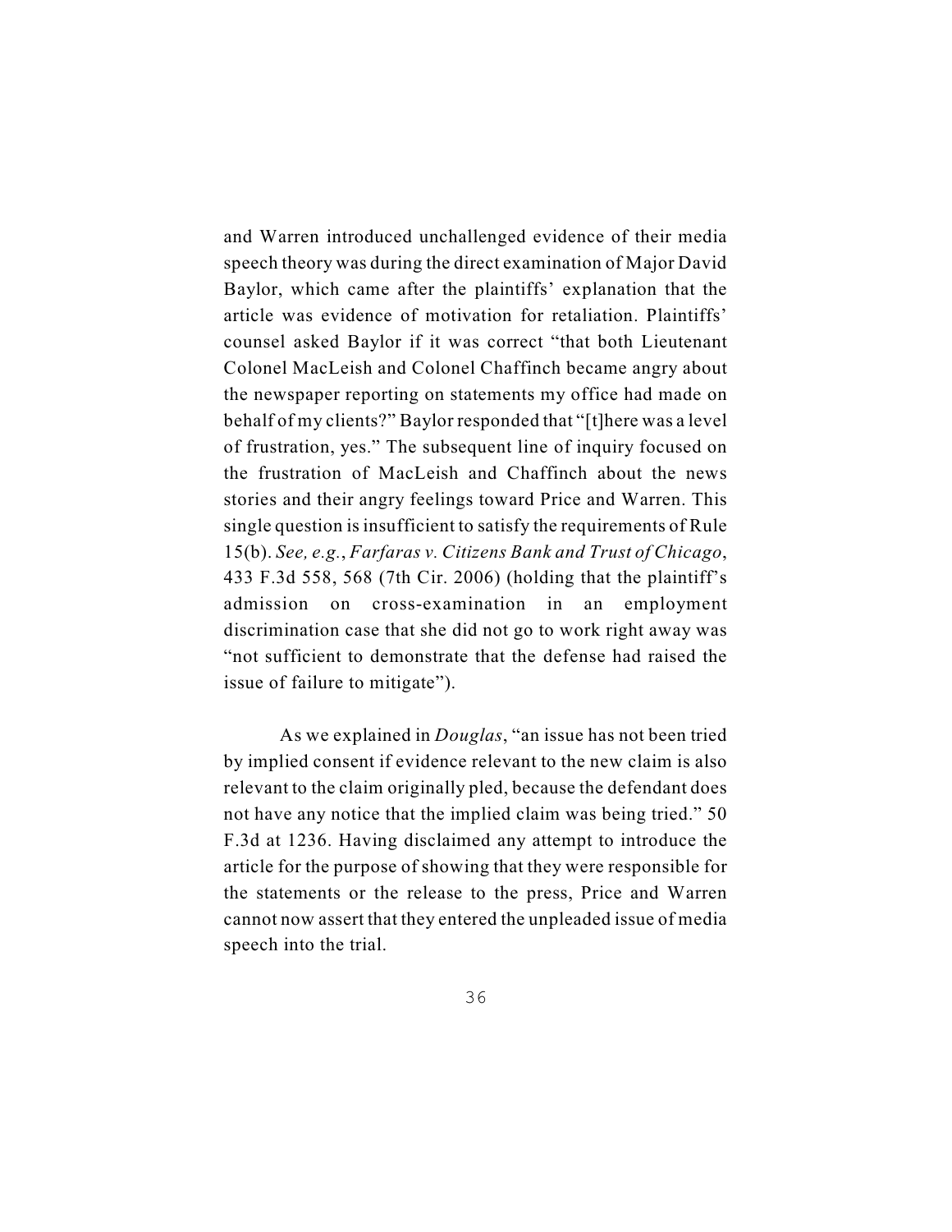and Warren introduced unchallenged evidence of their media speech theory was during the direct examination of Major David Baylor, which came after the plaintiffs' explanation that the article was evidence of motivation for retaliation. Plaintiffs' counsel asked Baylor if it was correct "that both Lieutenant Colonel MacLeish and Colonel Chaffinch became angry about the newspaper reporting on statements my office had made on behalf of my clients?" Baylor responded that "[t]here was a level of frustration, yes." The subsequent line of inquiry focused on the frustration of MacLeish and Chaffinch about the news stories and their angry feelings toward Price and Warren. This single question is insufficient to satisfy the requirements of Rule 15(b). *See, e.g.*, *Farfaras v. Citizens Bank and Trust of Chicago*, 433 F.3d 558, 568 (7th Cir. 2006) (holding that the plaintiff's admission on cross-examination in an employment discrimination case that she did not go to work right away was "not sufficient to demonstrate that the defense had raised the issue of failure to mitigate").

As we explained in *Douglas*, "an issue has not been tried by implied consent if evidence relevant to the new claim is also relevant to the claim originally pled, because the defendant does not have any notice that the implied claim was being tried." 50 F.3d at 1236. Having disclaimed any attempt to introduce the article for the purpose of showing that they were responsible for the statements or the release to the press, Price and Warren cannot now assert that they entered the unpleaded issue of media speech into the trial.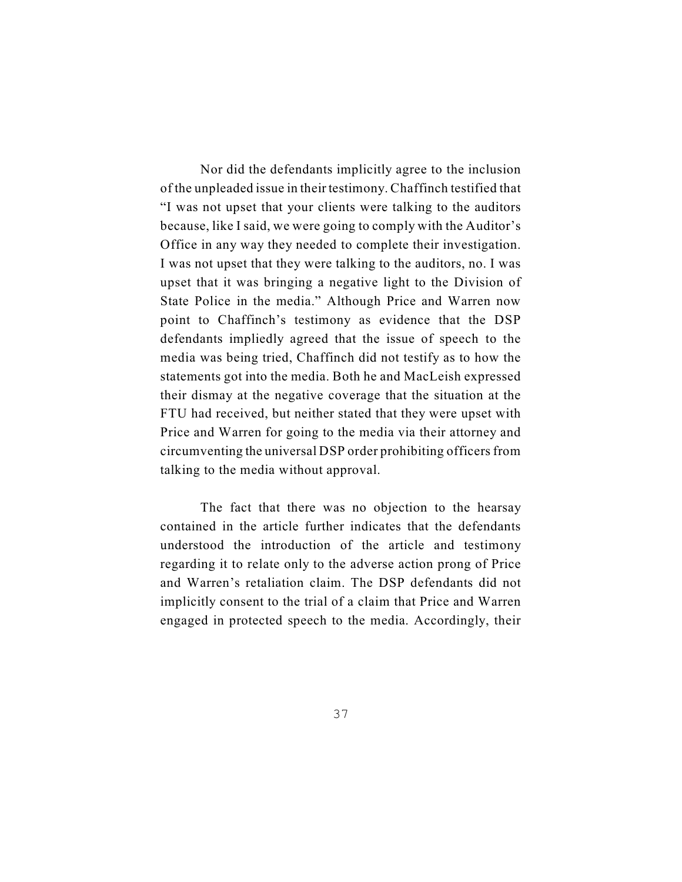Nor did the defendants implicitly agree to the inclusion of the unpleaded issue in their testimony. Chaffinch testified that "I was not upset that your clients were talking to the auditors because, like I said, we were going to comply with the Auditor's Office in any way they needed to complete their investigation. I was not upset that they were talking to the auditors, no. I was upset that it was bringing a negative light to the Division of State Police in the media." Although Price and Warren now point to Chaffinch's testimony as evidence that the DSP defendants impliedly agreed that the issue of speech to the media was being tried, Chaffinch did not testify as to how the statements got into the media. Both he and MacLeish expressed their dismay at the negative coverage that the situation at the FTU had received, but neither stated that they were upset with Price and Warren for going to the media via their attorney and circumventing the universal DSP order prohibiting officers from talking to the media without approval.

The fact that there was no objection to the hearsay contained in the article further indicates that the defendants understood the introduction of the article and testimony regarding it to relate only to the adverse action prong of Price and Warren's retaliation claim. The DSP defendants did not implicitly consent to the trial of a claim that Price and Warren engaged in protected speech to the media. Accordingly, their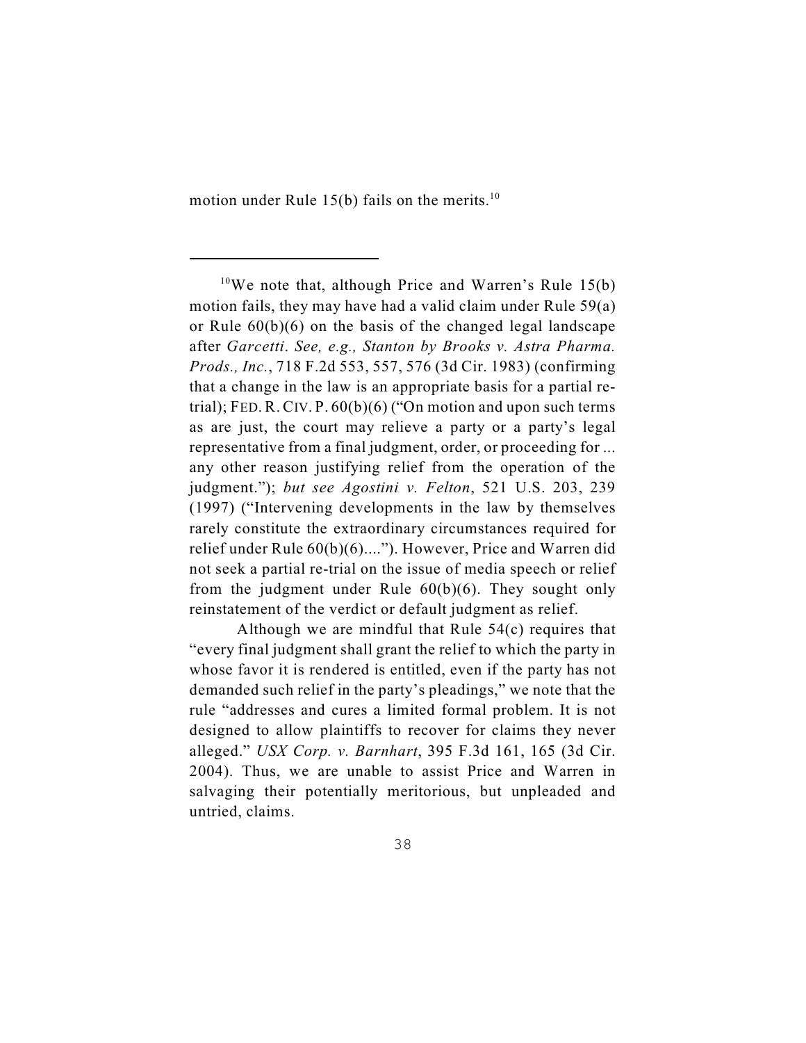motion under Rule 15(b) fails on the merits.[10]

---

[10]We note that, although Price and Warren's Rule 15(b) motion fails, they may have had a valid claim under Rule 59(a) or Rule 60(b)(6) on the basis of the changed legal landscape after *Garcetti*. *See, e.g., Stanton by Brooks v. Astra Pharma. Prods., Inc.*, 718 F.2d 553, 557, 576 (3d Cir. 1983) (confirming that a change in the law is an appropriate basis for a partial re-trial); FED. R. CIV. P. 60(b)(6) ("On motion and upon such terms as are just, the court may relieve a party or a party's legal representative from a final judgment, order, or proceeding for ... any other reason justifying relief from the operation of the judgment."); *but see Agostini v. Felton*, 521 U.S. 203, 239 (1997) ("Intervening developments in the law by themselves rarely constitute the extraordinary circumstances required for relief under Rule 60(b)(6)...."). However, Price and Warren did not seek a partial re-trial on the issue of media speech or relief from the judgment under Rule 60(b)(6). They sought only reinstatement of the verdict or default judgment as relief.

Although we are mindful that Rule 54(c) requires that "every final judgment shall grant the relief to which the party in whose favor it is rendered is entitled, even if the party has not demanded such relief in the party's pleadings," we note that the rule "addresses and cures a limited formal problem. It is not designed to allow plaintiffs to recover for claims they never alleged." *USX Corp. v. Barnhart*, 395 F.3d 161, 165 (3d Cir. 2004). Thus, we are unable to assist Price and Warren in salvaging their potentially meritorious, but unpleaded and untried, claims.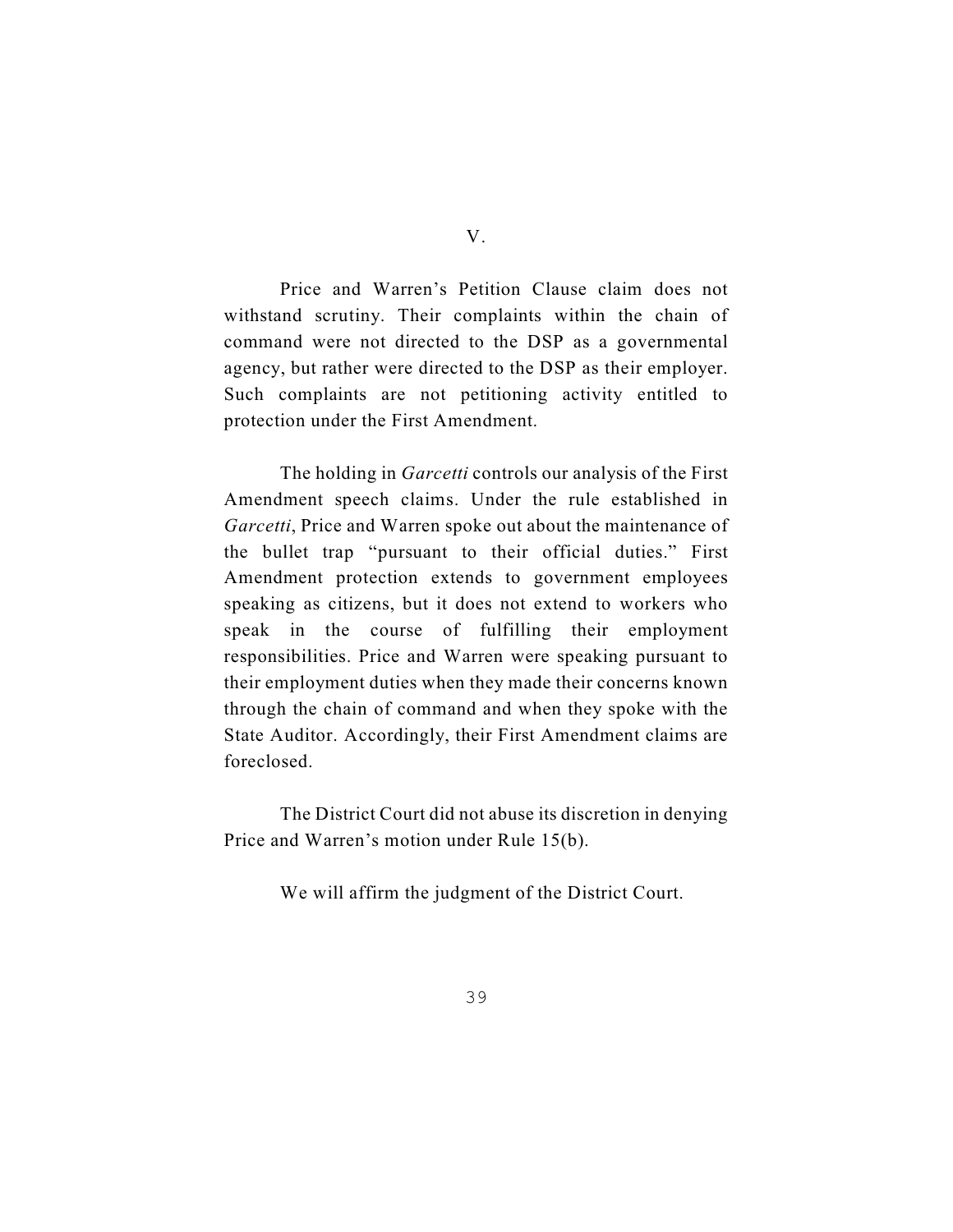## V.

Price and Warren's Petition Clause claim does not withstand scrutiny. Their complaints within the chain of command were not directed to the DSP as a governmental agency, but rather were directed to the DSP as their employer. Such complaints are not petitioning activity entitled to protection under the First Amendment.

The holding in *Garcetti* controls our analysis of the First Amendment speech claims. Under the rule established in *Garcetti*, Price and Warren spoke out about the maintenance of the bullet trap "pursuant to their official duties." First Amendment protection extends to government employees speaking as citizens, but it does not extend to workers who speak in the course of fulfilling their employment responsibilities. Price and Warren were speaking pursuant to their employment duties when they made their concerns known through the chain of command and when they spoke with the State Auditor. Accordingly, their First Amendment claims are foreclosed.

The District Court did not abuse its discretion in denying Price and Warren's motion under Rule 15(b).

We will affirm the judgment of the District Court.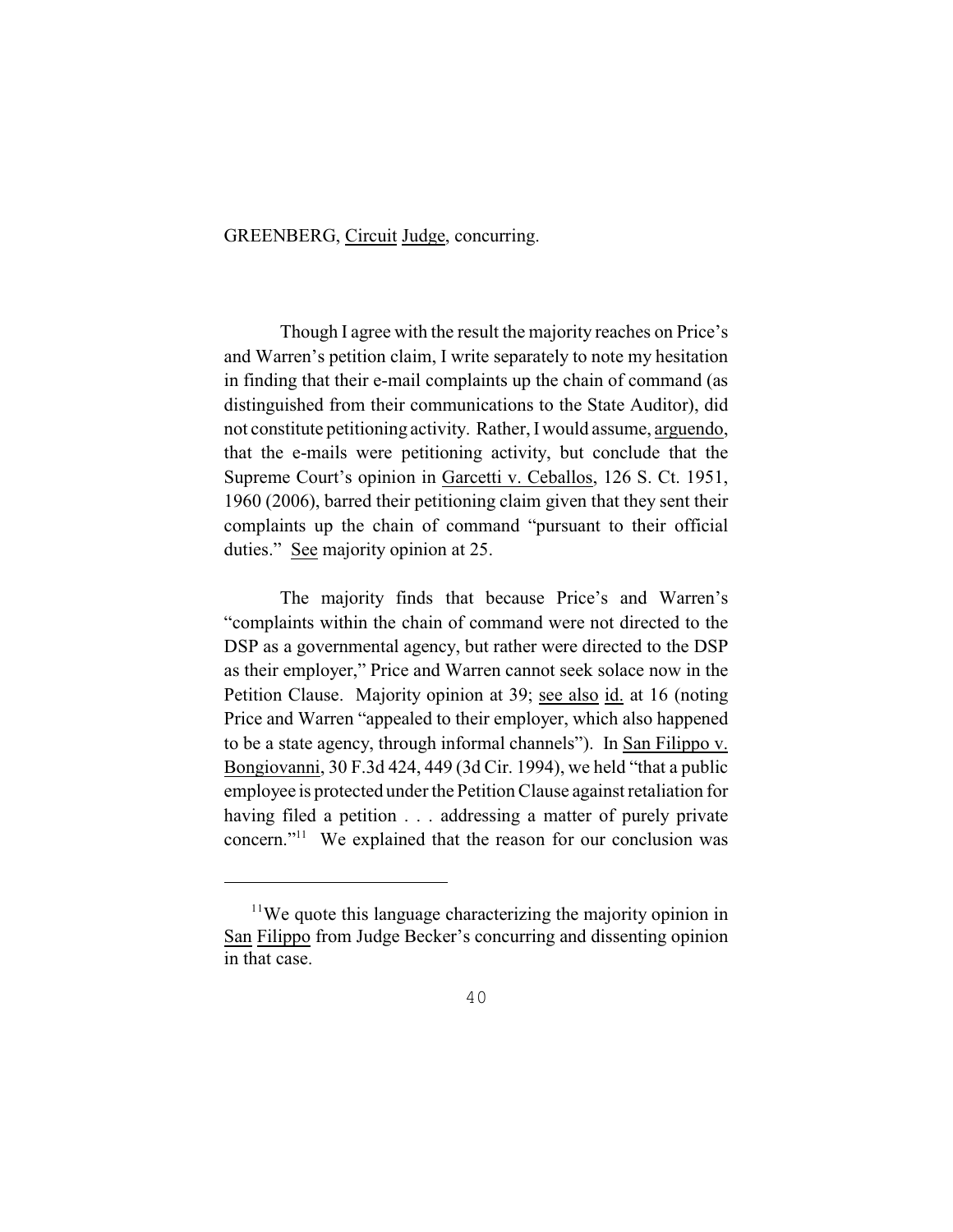GREENBERG, Circuit Judge, concurring.

Though I agree with the result the majority reaches on Price's and Warren's petition claim, I write separately to note my hesitation in finding that their e-mail complaints up the chain of command (as distinguished from their communications to the State Auditor), did not constitute petitioning activity. Rather, I would assume, arguendo, that the e-mails were petitioning activity, but conclude that the Supreme Court's opinion in Garcetti v. Ceballos, 126 S. Ct. 1951, 1960 (2006), barred their petitioning claim given that they sent their complaints up the chain of command "pursuant to their official duties." See majority opinion at 25.

The majority finds that because Price's and Warren's "complaints within the chain of command were not directed to the DSP as a governmental agency, but rather were directed to the DSP as their employer," Price and Warren cannot seek solace now in the Petition Clause. Majority opinion at 39; see also id. at 16 (noting Price and Warren "appealed to their employer, which also happened to be a state agency, through informal channels"). In San Filippo v. Bongiovanni, 30 F.3d 424, 449 (3d Cir. 1994), we held "that a public employee is protected under the Petition Clause against retaliation for having filed a petition . . . addressing a matter of purely private concern."[11] We explained that the reason for our conclusion was

[11] We quote this language characterizing the majority opinion in San Filippo from Judge Becker's concurring and dissenting opinion in that case.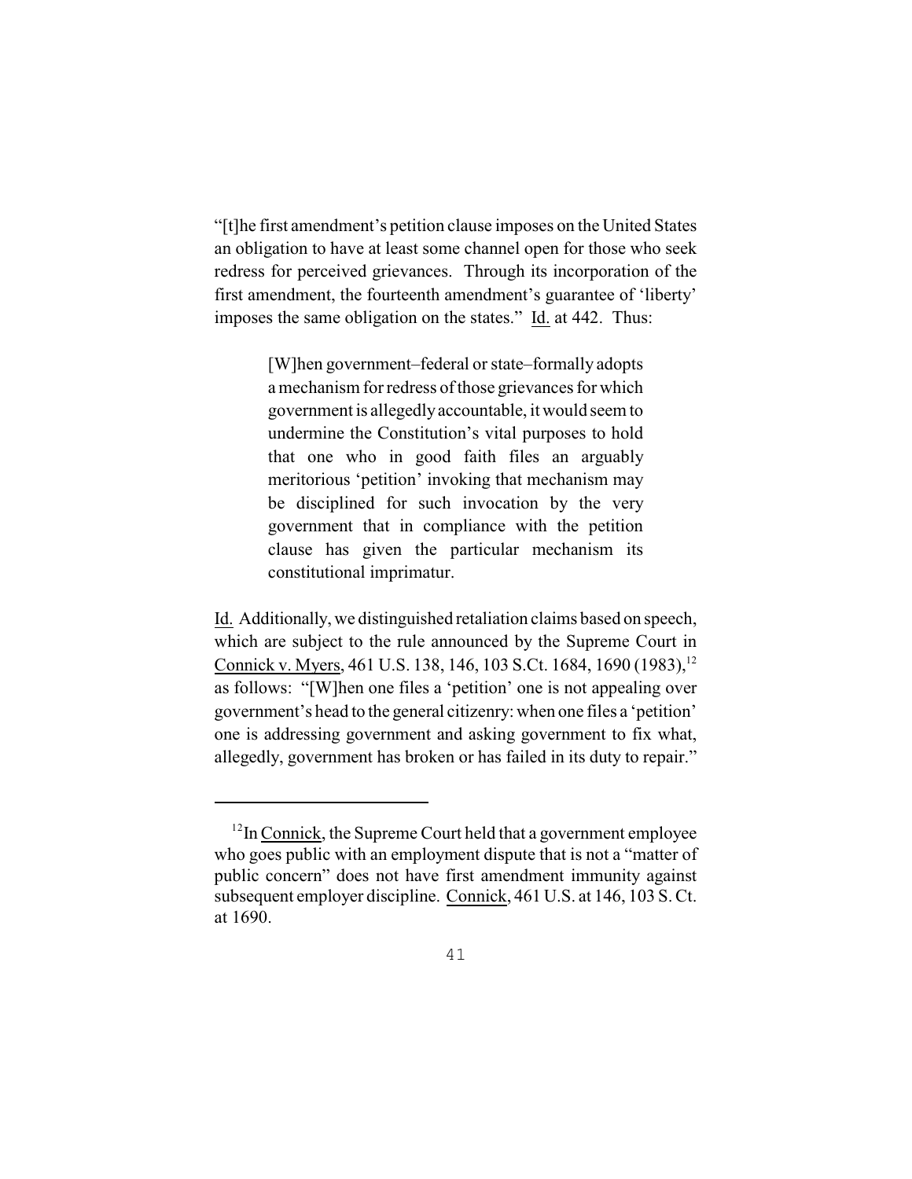"[t]he first amendment's petition clause imposes on the United States an obligation to have at least some channel open for those who seek redress for perceived grievances. Through its incorporation of the first amendment, the fourteenth amendment's guarantee of 'liberty' imposes the same obligation on the states." Id. at 442. Thus:

> [W]hen government–federal or state–formally adopts a mechanism for redress of those grievances for which government is allegedly accountable, it would seem to undermine the Constitution's vital purposes to hold that one who in good faith files an arguably meritorious 'petition' invoking that mechanism may be disciplined for such invocation by the very government that in compliance with the petition clause has given the particular mechanism its constitutional imprimatur.

Id. Additionally, we distinguished retaliation claims based on speech, which are subject to the rule announced by the Supreme Court in Connick v. Myers, 461 U.S. 138, 146, 103 S.Ct. 1684, 1690 (1983),[12] as follows: "[W]hen one files a 'petition' one is not appealing over government's head to the general citizenry: when one files a 'petition' one is addressing government and asking government to fix what, allegedly, government has broken or has failed in its duty to repair."

---

[12] In Connick, the Supreme Court held that a government employee who goes public with an employment dispute that is not a "matter of public concern" does not have first amendment immunity against subsequent employer discipline. Connick, 461 U.S. at 146, 103 S. Ct. at 1690.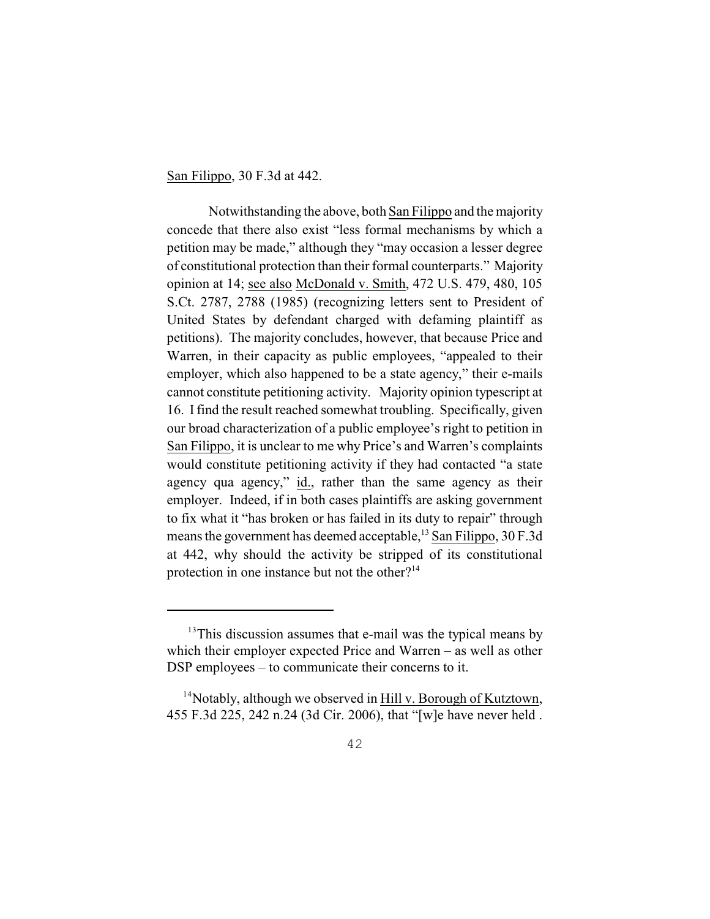San Filippo, 30 F.3d at 442.

Notwithstanding the above, both San Filippo and the majority concede that there also exist "less formal mechanisms by which a petition may be made," although they "may occasion a lesser degree of constitutional protection than their formal counterparts." Majority opinion at 14; see also McDonald v. Smith, 472 U.S. 479, 480, 105 S.Ct. 2787, 2788 (1985) (recognizing letters sent to President of United States by defendant charged with defaming plaintiff as petitions). The majority concludes, however, that because Price and Warren, in their capacity as public employees, "appealed to their employer, which also happened to be a state agency," their e-mails cannot constitute petitioning activity. Majority opinion typescript at 16. I find the result reached somewhat troubling. Specifically, given our broad characterization of a public employee's right to petition in San Filippo, it is unclear to me why Price's and Warren's complaints would constitute petitioning activity if they had contacted "a state agency qua agency," id., rather than the same agency as their employer. Indeed, if in both cases plaintiffs are asking government to fix what it "has broken or has failed in its duty to repair" through means the government has deemed acceptable,[13] San Filippo, 30 F.3d at 442, why should the activity be stripped of its constitutional protection in one instance but not the other?[14]

---

[13]This discussion assumes that e-mail was the typical means by which their employer expected Price and Warren – as well as other DSP employees – to communicate their concerns to it.

[14]Notably, although we observed in Hill v. Borough of Kutztown, 455 F.3d 225, 242 n.24 (3d Cir. 2006), that "[w]e have never held .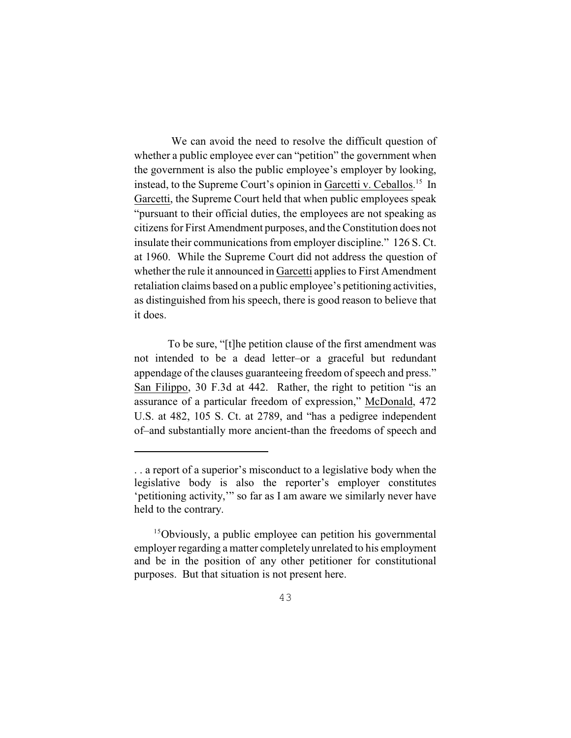We can avoid the need to resolve the difficult question of whether a public employee ever can "petition" the government when the government is also the public employee's employer by looking, instead, to the Supreme Court's opinion in Garcetti v. Ceballos.[15] In Garcetti, the Supreme Court held that when public employees speak "pursuant to their official duties, the employees are not speaking as citizens for First Amendment purposes, and the Constitution does not insulate their communications from employer discipline." 126 S. Ct. at 1960. While the Supreme Court did not address the question of whether the rule it announced in Garcetti applies to First Amendment retaliation claims based on a public employee's petitioning activities, as distinguished from his speech, there is good reason to believe that it does.

To be sure, "[t]he petition clause of the first amendment was not intended to be a dead letter–or a graceful but redundant appendage of the clauses guaranteeing freedom of speech and press." San Filippo, 30 F.3d at 442. Rather, the right to petition "is an assurance of a particular freedom of expression," McDonald, 472 U.S. at 482, 105 S. Ct. at 2789, and "has a pedigree independent of–and substantially more ancient-than the freedoms of speech and

---

. . a report of a superior's misconduct to a legislative body when the legislative body is also the reporter's employer constitutes 'petitioning activity,'" so far as I am aware we similarly never have held to the contrary.

[15]Obviously, a public employee can petition his governmental employer regarding a matter completely unrelated to his employment and be in the position of any other petitioner for constitutional purposes. But that situation is not present here.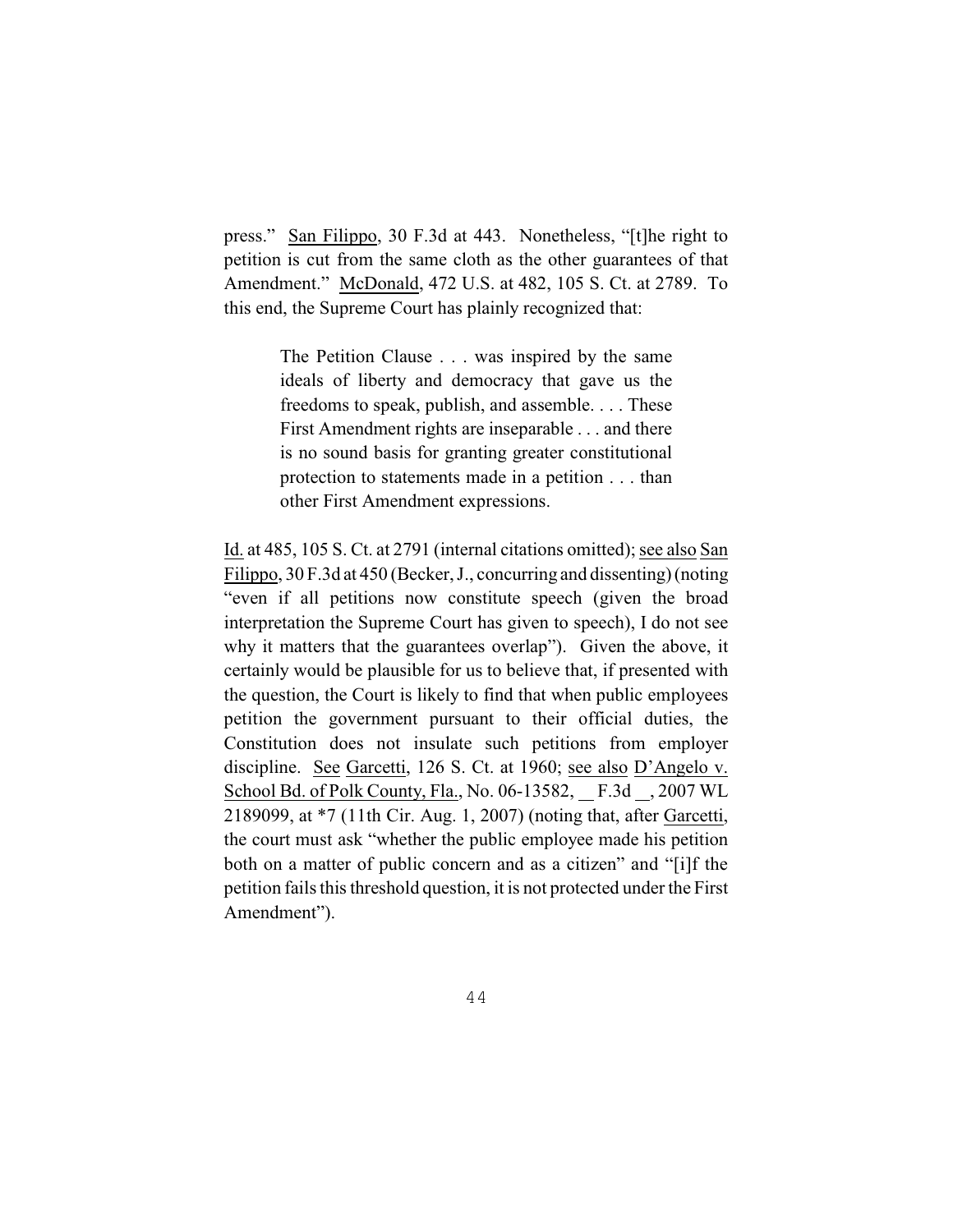press." San Filippo, 30 F.3d at 443. Nonetheless, "[t]he right to petition is cut from the same cloth as the other guarantees of that Amendment." McDonald, 472 U.S. at 482, 105 S. Ct. at 2789. To this end, the Supreme Court has plainly recognized that:

> The Petition Clause . . . was inspired by the same ideals of liberty and democracy that gave us the freedoms to speak, publish, and assemble. . . . These First Amendment rights are inseparable . . . and there is no sound basis for granting greater constitutional protection to statements made in a petition . . . than other First Amendment expressions.

Id. at 485, 105 S. Ct. at 2791 (internal citations omitted); see also San Filippo, 30 F.3d at 450 (Becker, J., concurring and dissenting) (noting "even if all petitions now constitute speech (given the broad interpretation the Supreme Court has given to speech), I do not see why it matters that the guarantees overlap"). Given the above, it certainly would be plausible for us to believe that, if presented with the question, the Court is likely to find that when public employees petition the government pursuant to their official duties, the Constitution does not insulate such petitions from employer discipline. See Garcetti, 126 S. Ct. at 1960; see also D'Angelo v. School Bd. of Polk County, Fla., No. 06-13582, __ F.3d __, 2007 WL 2189099, at *7 (11th Cir. Aug. 1, 2007) (noting that, after Garcetti, the court must ask "whether the public employee made his petition both on a matter of public concern and as a citizen" and "[i]f the petition fails this threshold question, it is not protected under the First Amendment").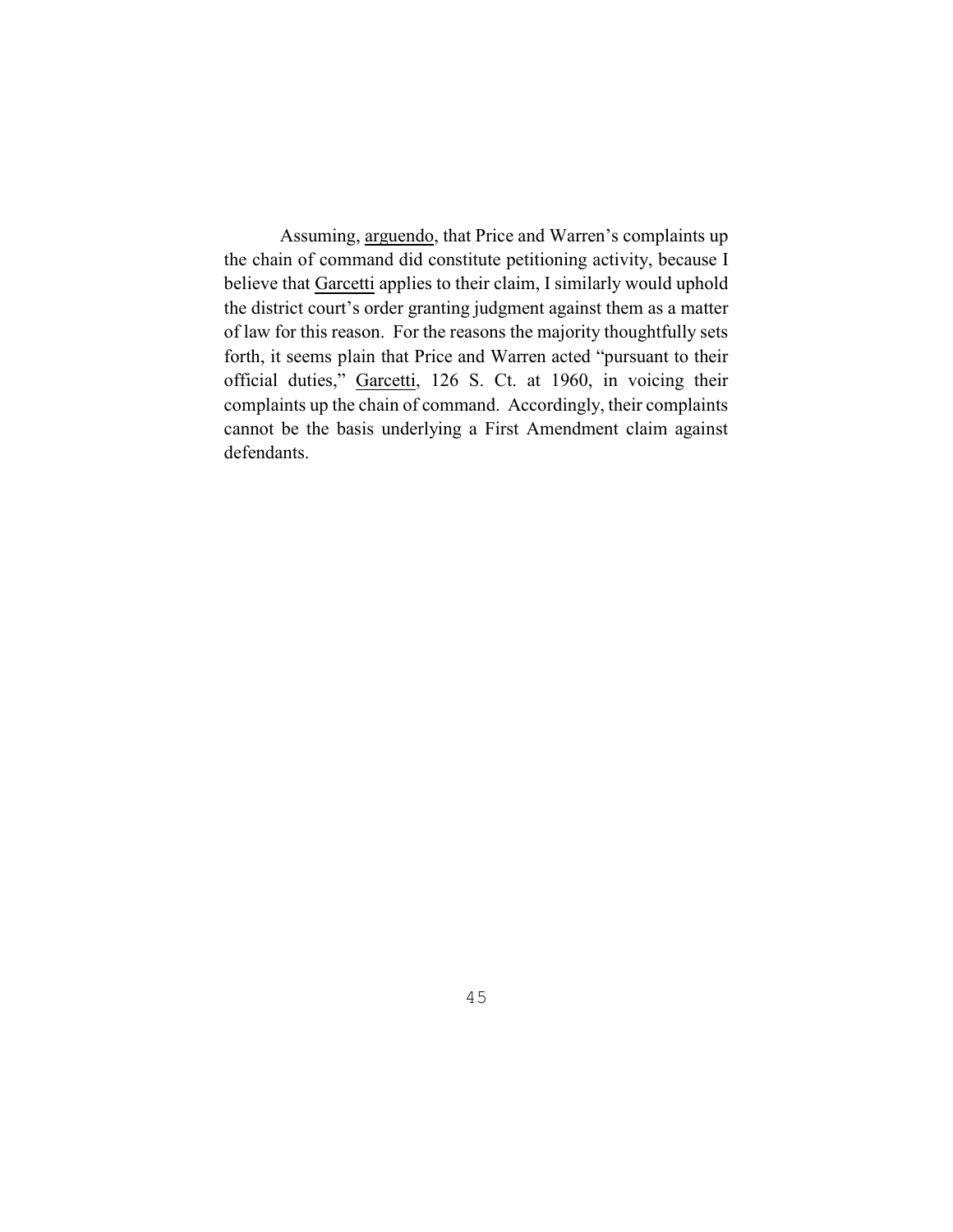Assuming, arguendo, that Price and Warren's complaints up the chain of command did constitute petitioning activity, because I believe that Garcetti applies to their claim, I similarly would uphold the district court's order granting judgment against them as a matter of law for this reason. For the reasons the majority thoughtfully sets forth, it seems plain that Price and Warren acted "pursuant to their official duties," Garcetti, 126 S. Ct. at 1960, in voicing their complaints up the chain of command. Accordingly, their complaints cannot be the basis underlying a First Amendment claim against defendants.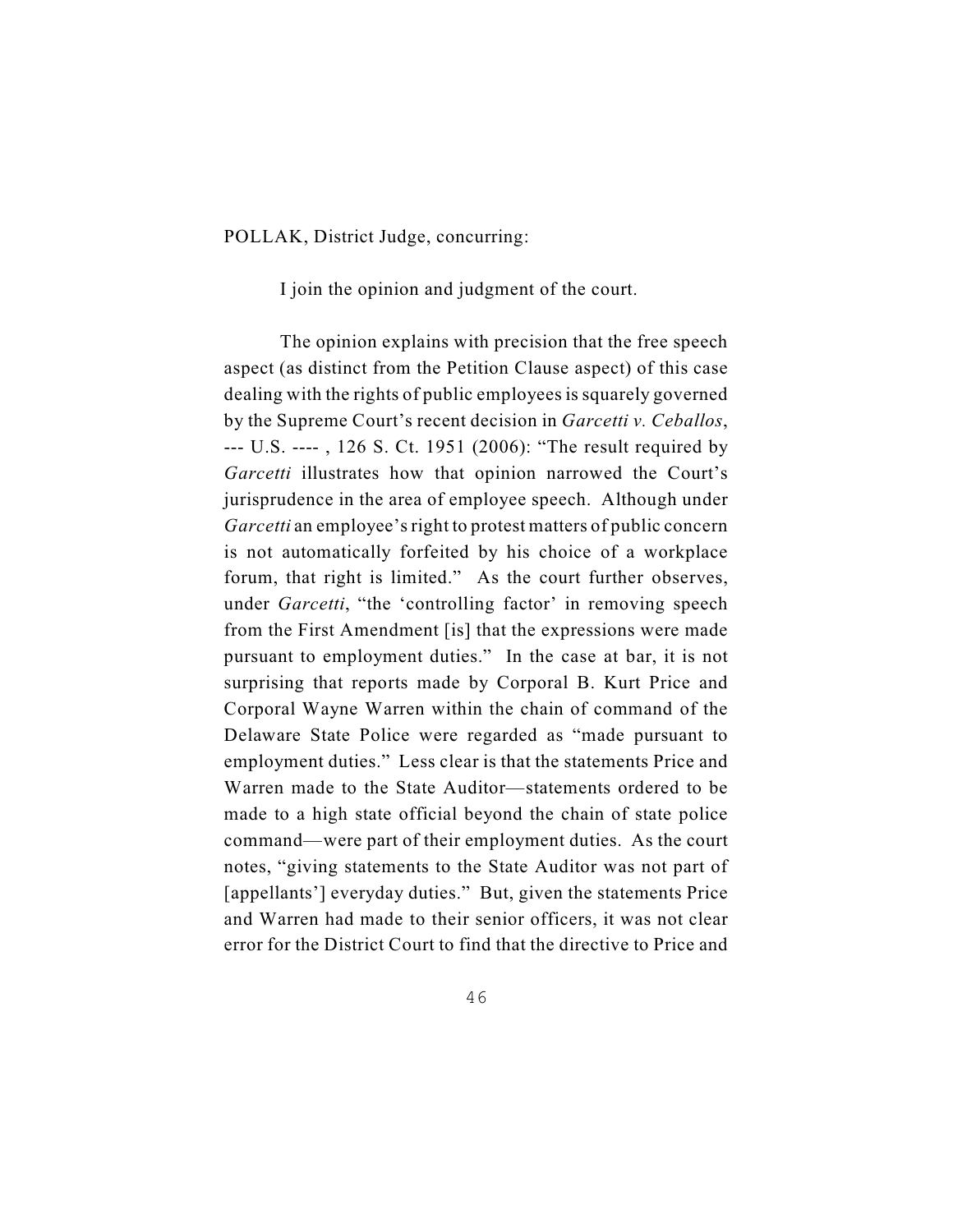POLLAK, District Judge, concurring:

I join the opinion and judgment of the court.

The opinion explains with precision that the free speech aspect (as distinct from the Petition Clause aspect) of this case dealing with the rights of public employees is squarely governed by the Supreme Court's recent decision in *Garcetti v. Ceballos*, --- U.S. ---- , 126 S. Ct. 1951 (2006): "The result required by *Garcetti* illustrates how that opinion narrowed the Court's jurisprudence in the area of employee speech. Although under *Garcetti* an employee's right to protest matters of public concern is not automatically forfeited by his choice of a workplace forum, that right is limited." As the court further observes, under *Garcetti*, "the 'controlling factor' in removing speech from the First Amendment [is] that the expressions were made pursuant to employment duties." In the case at bar, it is not surprising that reports made by Corporal B. Kurt Price and Corporal Wayne Warren within the chain of command of the Delaware State Police were regarded as "made pursuant to employment duties." Less clear is that the statements Price and Warren made to the State Auditor—statements ordered to be made to a high state official beyond the chain of state police command—were part of their employment duties. As the court notes, "giving statements to the State Auditor was not part of [appellants'] everyday duties." But, given the statements Price and Warren had made to their senior officers, it was not clear error for the District Court to find that the directive to Price and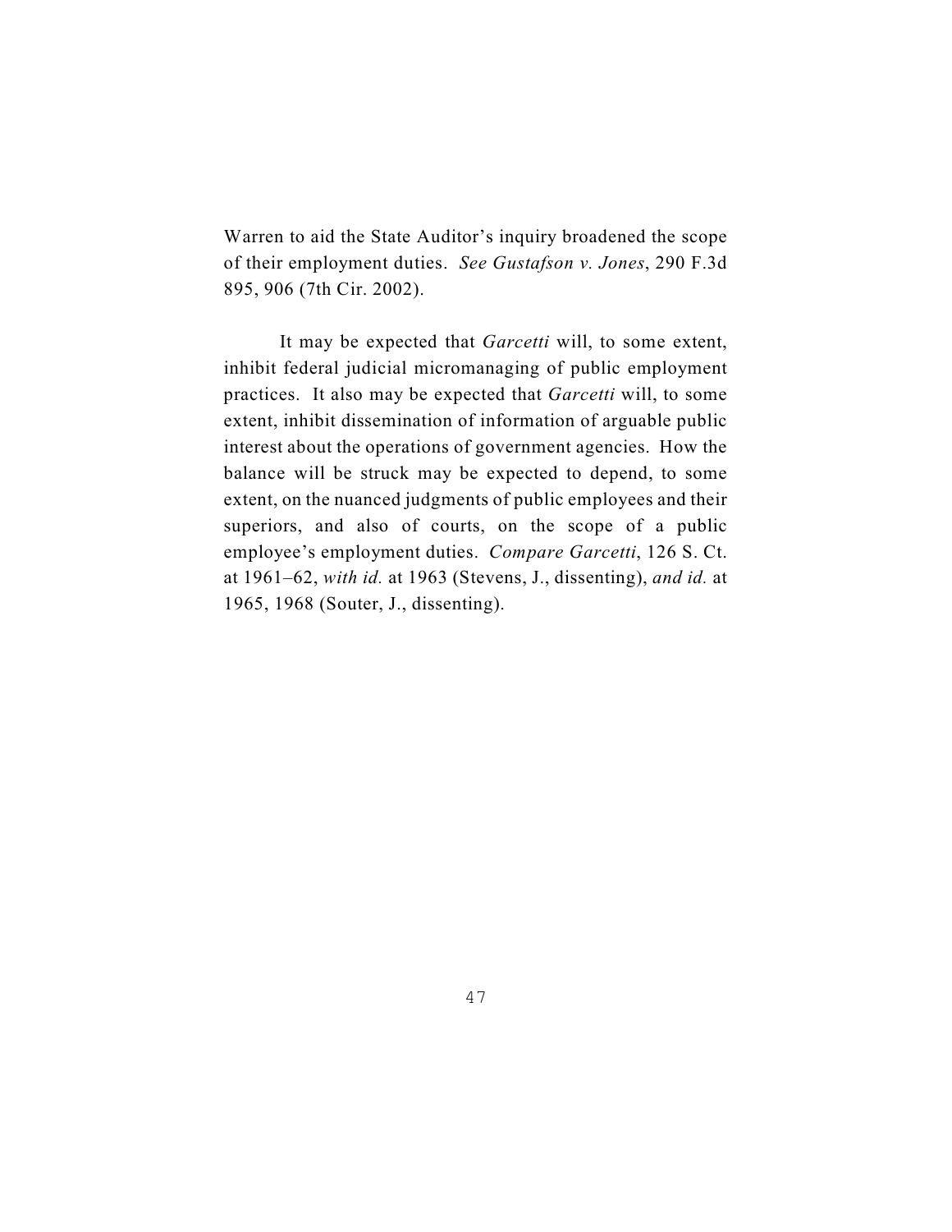Warren to aid the State Auditor's inquiry broadened the scope of their employment duties. *See Gustafson v. Jones*, 290 F.3d 895, 906 (7th Cir. 2002).

It may be expected that *Garcetti* will, to some extent, inhibit federal judicial micromanaging of public employment practices. It also may be expected that *Garcetti* will, to some extent, inhibit dissemination of information of arguable public interest about the operations of government agencies. How the balance will be struck may be expected to depend, to some extent, on the nuanced judgments of public employees and their superiors, and also of courts, on the scope of a public employee's employment duties. *Compare Garcetti*, 126 S. Ct. at 1961–62, *with id.* at 1963 (Stevens, J., dissenting), *and id.* at 1965, 1968 (Souter, J., dissenting).